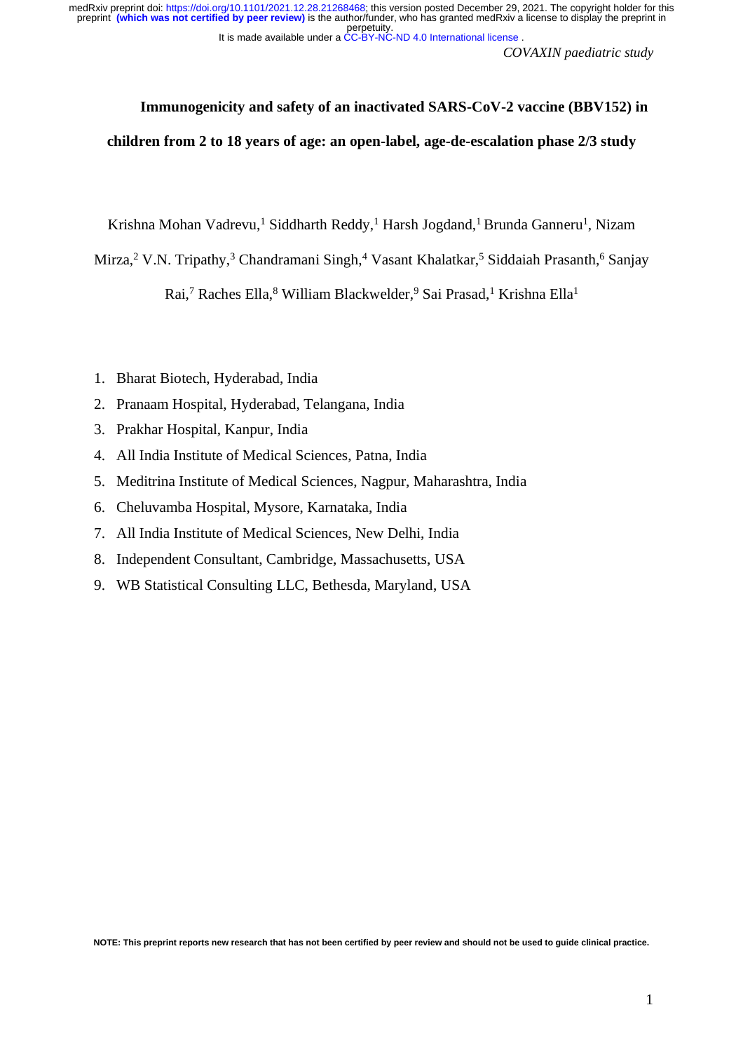# Immunogenicity and safety of an inactivated SARS-CoV-2 vaccine (BBV152) in children from 2 to 18 years of age: an open-label, age-de-escalation phase 2/3 study

Krishna Mohan Vadrevu,[1] Siddharth Reddy,[1] Harsh Jogdand,[1] Brunda Ganneru[1], Nizam Mirza,[2] V.N. Tripathy,[3] Chandramani Singh,[4] Vasant Khalatkar,[5] Siddaiah Prasanth,[6] Sanjay Rai,[7] Raches Ella,[8] William Blackwelder,[9] Sai Prasad,[1] Krishna Ella[1]

1. Bharat Biotech, Hyderabad, India
2. Pranaam Hospital, Hyderabad, Telangana, India
3. Prakhar Hospital, Kanpur, India
4. All India Institute of Medical Sciences, Patna, India
5. Meditrina Institute of Medical Sciences, Nagpur, Maharashtra, India
6. Cheluvamba Hospital, Mysore, Karnataka, India
7. All India Institute of Medical Sciences, New Delhi, India
8. Independent Consultant, Cambridge, Massachusetts, USA
9. WB Statistical Consulting LLC, Bethesda, Maryland, USA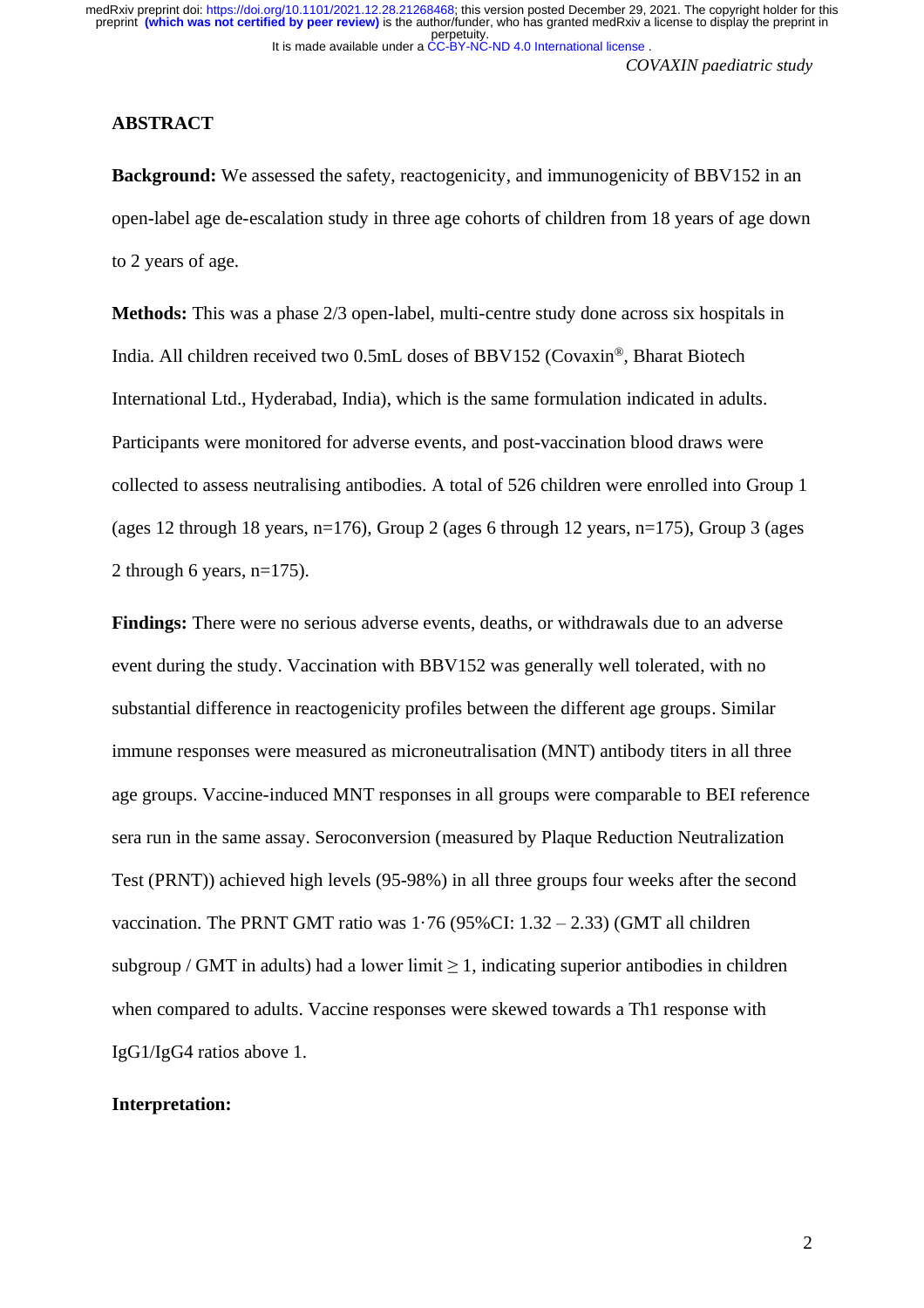## ABSTRACT

**Background:** We assessed the safety, reactogenicity, and immunogenicity of BBV152 in an open-label age de-escalation study in three age cohorts of children from 18 years of age down to 2 years of age.

**Methods:** This was a phase 2/3 open-label, multi-centre study done across six hospitals in India. All children received two 0.5mL doses of BBV152 (Covaxin®, Bharat Biotech International Ltd., Hyderabad, India), which is the same formulation indicated in adults. Participants were monitored for adverse events, and post-vaccination blood draws were collected to assess neutralising antibodies. A total of 526 children were enrolled into Group 1 (ages 12 through 18 years, n=176), Group 2 (ages 6 through 12 years, n=175), Group 3 (ages 2 through 6 years, n=175).

**Findings:** There were no serious adverse events, deaths, or withdrawals due to an adverse event during the study. Vaccination with BBV152 was generally well tolerated, with no substantial difference in reactogenicity profiles between the different age groups. Similar immune responses were measured as microneutralisation (MNT) antibody titers in all three age groups. Vaccine-induced MNT responses in all groups were comparable to BEI reference sera run in the same assay. Seroconversion (measured by Plaque Reduction Neutralization Test (PRNT)) achieved high levels (95-98%) in all three groups four weeks after the second vaccination. The PRNT GMT ratio was 1·76 (95%CI: 1.32 – 2.33) (GMT all children subgroup / GMT in adults) had a lower limit ≥ 1, indicating superior antibodies in children when compared to adults. Vaccine responses were skewed towards a Th1 response with IgG1/IgG4 ratios above 1.

**Interpretation:**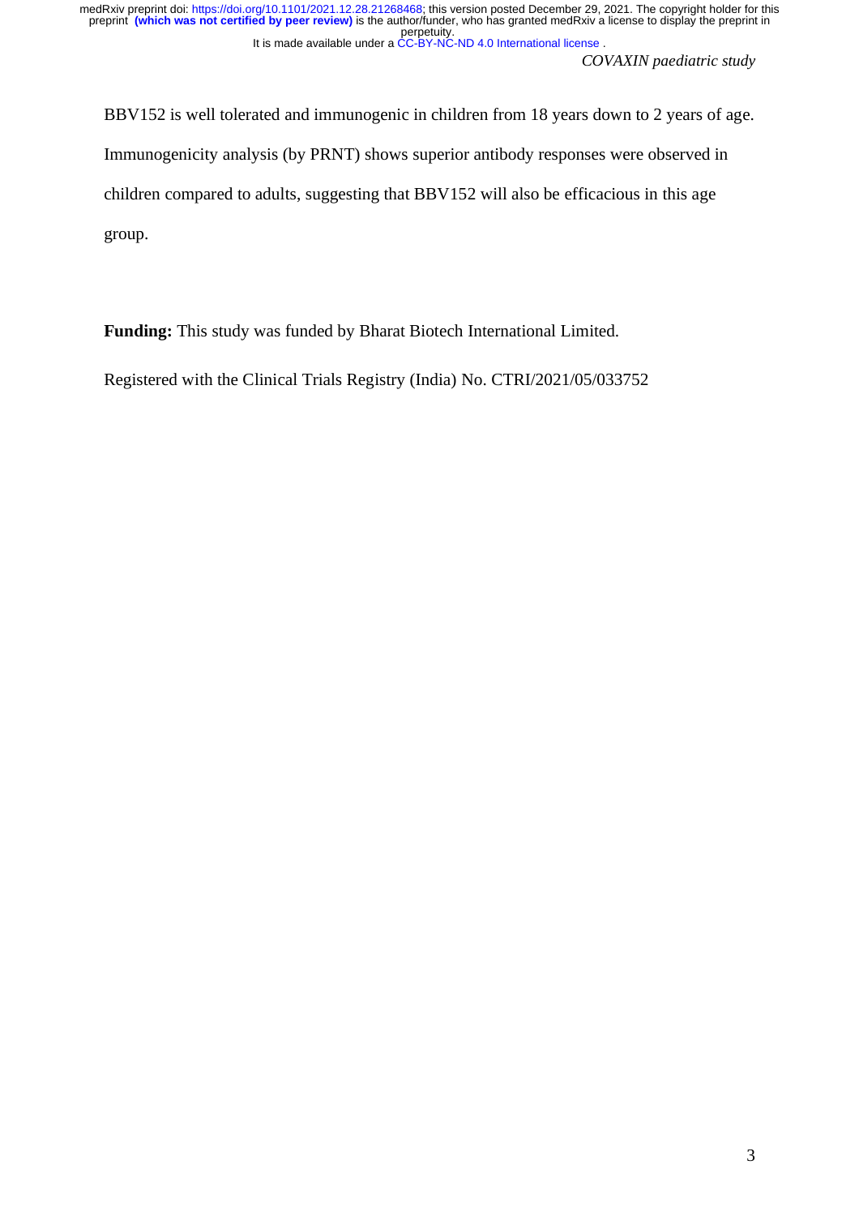BBV152 is well tolerated and immunogenic in children from 18 years down to 2 years of age. Immunogenicity analysis (by PRNT) shows superior antibody responses were observed in children compared to adults, suggesting that BBV152 will also be efficacious in this age group.

**Funding:** This study was funded by Bharat Biotech International Limited.

Registered with the Clinical Trials Registry (India) No. CTRI/2021/05/033752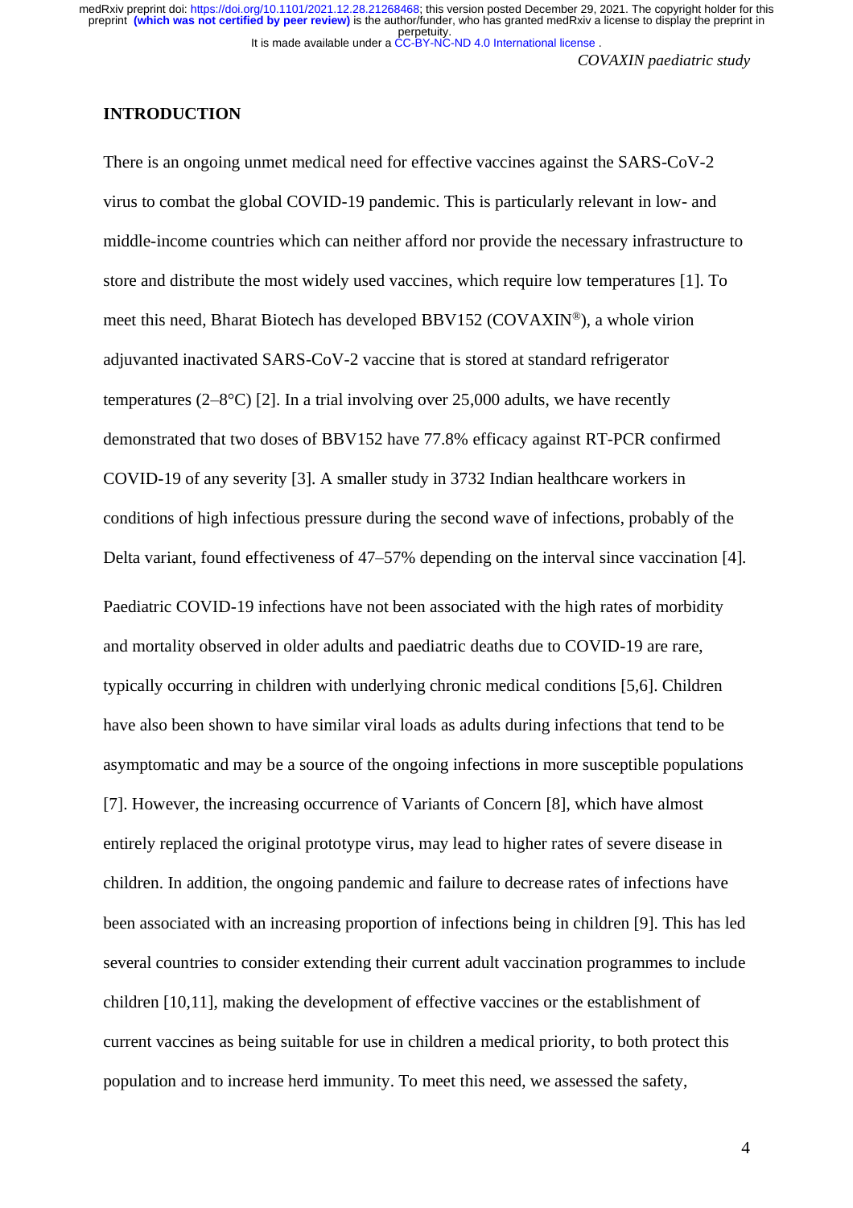## INTRODUCTION

There is an ongoing unmet medical need for effective vaccines against the SARS-CoV-2 virus to combat the global COVID-19 pandemic. This is particularly relevant in low- and middle-income countries which can neither afford nor provide the necessary infrastructure to store and distribute the most widely used vaccines, which require low temperatures [1]. To meet this need, Bharat Biotech has developed BBV152 (COVAXIN®), a whole virion adjuvanted inactivated SARS-CoV-2 vaccine that is stored at standard refrigerator temperatures (2–8°C) [2]. In a trial involving over 25,000 adults, we have recently demonstrated that two doses of BBV152 have 77.8% efficacy against RT-PCR confirmed COVID-19 of any severity [3]. A smaller study in 3732 Indian healthcare workers in conditions of high infectious pressure during the second wave of infections, probably of the Delta variant, found effectiveness of 47–57% depending on the interval since vaccination [4].

Paediatric COVID-19 infections have not been associated with the high rates of morbidity and mortality observed in older adults and paediatric deaths due to COVID-19 are rare, typically occurring in children with underlying chronic medical conditions [5,6]. Children have also been shown to have similar viral loads as adults during infections that tend to be asymptomatic and may be a source of the ongoing infections in more susceptible populations [7]. However, the increasing occurrence of Variants of Concern [8], which have almost entirely replaced the original prototype virus, may lead to higher rates of severe disease in children. In addition, the ongoing pandemic and failure to decrease rates of infections have been associated with an increasing proportion of infections being in children [9]. This has led several countries to consider extending their current adult vaccination programmes to include children [10,11], making the development of effective vaccines or the establishment of current vaccines as being suitable for use in children a medical priority, to both protect this population and to increase herd immunity. To meet this need, we assessed the safety,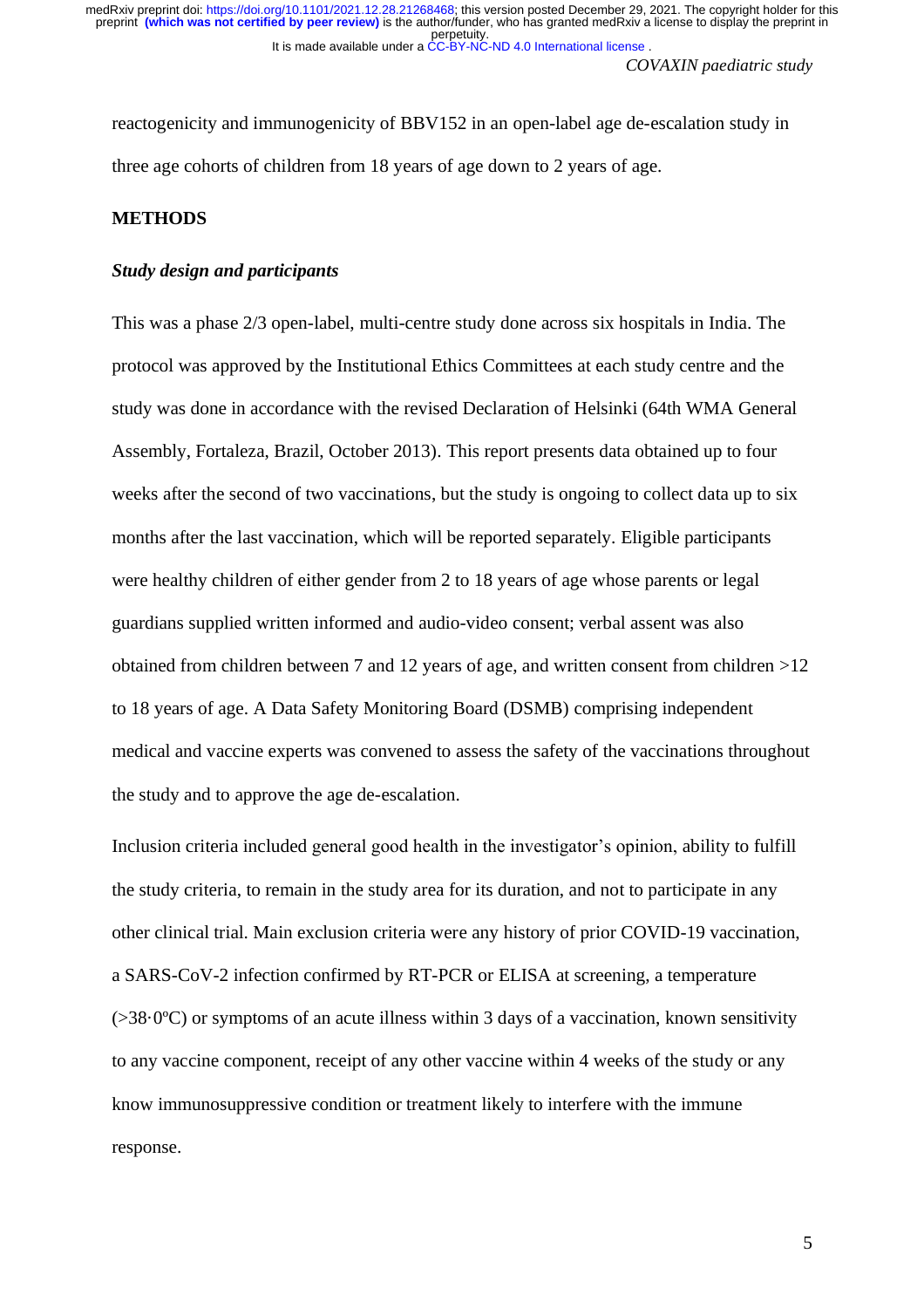reactogenicity and immunogenicity of BBV152 in an open-label age de-escalation study in three age cohorts of children from 18 years of age down to 2 years of age.

## METHODS

### *Study design and participants*

This was a phase 2/3 open-label, multi-centre study done across six hospitals in India. The protocol was approved by the Institutional Ethics Committees at each study centre and the study was done in accordance with the revised Declaration of Helsinki (64th WMA General Assembly, Fortaleza, Brazil, October 2013). This report presents data obtained up to four weeks after the second of two vaccinations, but the study is ongoing to collect data up to six months after the last vaccination, which will be reported separately. Eligible participants were healthy children of either gender from 2 to 18 years of age whose parents or legal guardians supplied written informed and audio-video consent; verbal assent was also obtained from children between 7 and 12 years of age, and written consent from children >12 to 18 years of age. A Data Safety Monitoring Board (DSMB) comprising independent medical and vaccine experts was convened to assess the safety of the vaccinations throughout the study and to approve the age de-escalation.

Inclusion criteria included general good health in the investigator's opinion, ability to fulfill the study criteria, to remain in the study area for its duration, and not to participate in any other clinical trial. Main exclusion criteria were any history of prior COVID-19 vaccination, a SARS-CoV-2 infection confirmed by RT-PCR or ELISA at screening, a temperature (>38·0ºC) or symptoms of an acute illness within 3 days of a vaccination, known sensitivity to any vaccine component, receipt of any other vaccine within 4 weeks of the study or any know immunosuppressive condition or treatment likely to interfere with the immune response.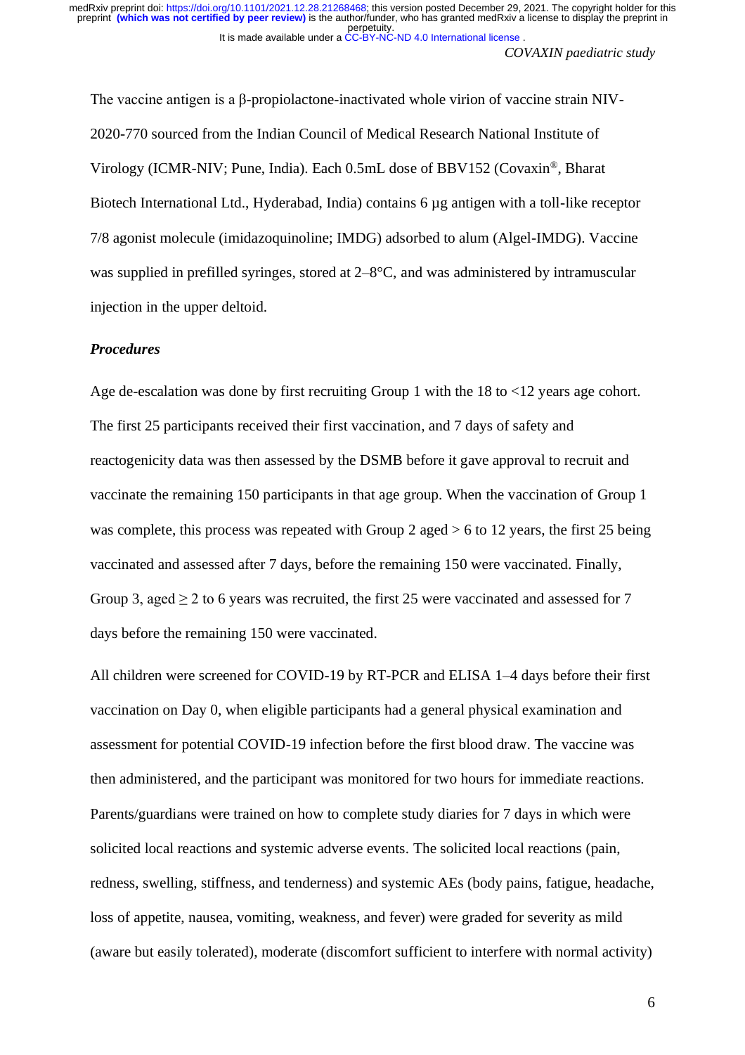The vaccine antigen is a β-propiolactone-inactivated whole virion of vaccine strain NIV-2020-770 sourced from the Indian Council of Medical Research National Institute of Virology (ICMR-NIV; Pune, India). Each 0.5mL dose of BBV152 (Covaxin®, Bharat Biotech International Ltd., Hyderabad, India) contains 6 µg antigen with a toll-like receptor 7/8 agonist molecule (imidazoquinoline; IMDG) adsorbed to alum (Algel-IMDG). Vaccine was supplied in prefilled syringes, stored at 2–8°C, and was administered by intramuscular injection in the upper deltoid.

***Procedures***

Age de-escalation was done by first recruiting Group 1 with the 18 to <12 years age cohort. The first 25 participants received their first vaccination, and 7 days of safety and reactogenicity data was then assessed by the DSMB before it gave approval to recruit and vaccinate the remaining 150 participants in that age group. When the vaccination of Group 1 was complete, this process was repeated with Group 2 aged > 6 to 12 years, the first 25 being vaccinated and assessed after 7 days, before the remaining 150 were vaccinated. Finally, Group 3, aged ≥ 2 to 6 years was recruited, the first 25 were vaccinated and assessed for 7 days before the remaining 150 were vaccinated.

All children were screened for COVID-19 by RT-PCR and ELISA 1–4 days before their first vaccination on Day 0, when eligible participants had a general physical examination and assessment for potential COVID-19 infection before the first blood draw. The vaccine was then administered, and the participant was monitored for two hours for immediate reactions. Parents/guardians were trained on how to complete study diaries for 7 days in which were solicited local reactions and systemic adverse events. The solicited local reactions (pain, redness, swelling, stiffness, and tenderness) and systemic AEs (body pains, fatigue, headache, loss of appetite, nausea, vomiting, weakness, and fever) were graded for severity as mild (aware but easily tolerated), moderate (discomfort sufficient to interfere with normal activity)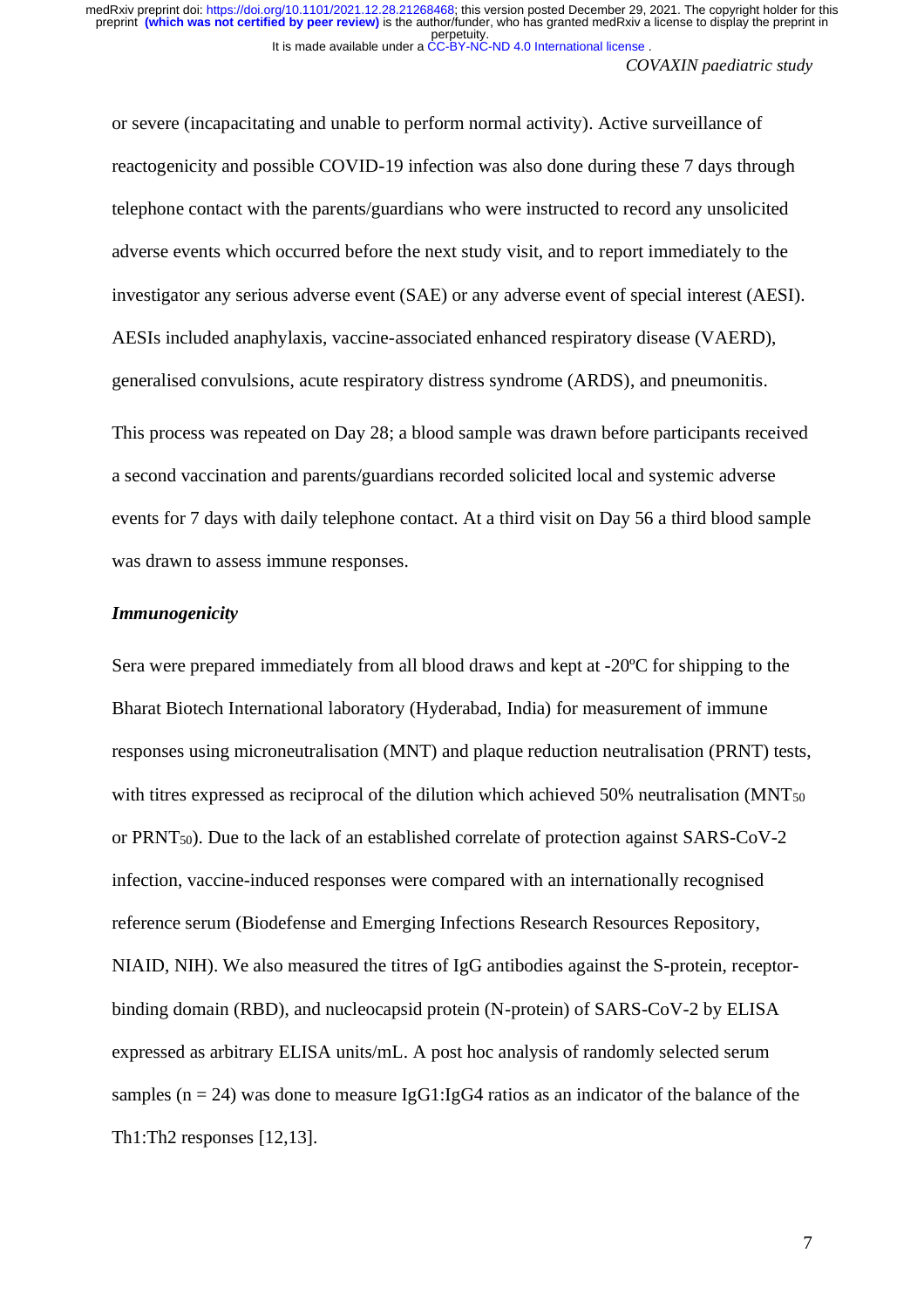or severe (incapacitating and unable to perform normal activity). Active surveillance of reactogenicity and possible COVID-19 infection was also done during these 7 days through telephone contact with the parents/guardians who were instructed to record any unsolicited adverse events which occurred before the next study visit, and to report immediately to the investigator any serious adverse event (SAE) or any adverse event of special interest (AESI). AESIs included anaphylaxis, vaccine-associated enhanced respiratory disease (VAERD), generalised convulsions, acute respiratory distress syndrome (ARDS), and pneumonitis.

This process was repeated on Day 28; a blood sample was drawn before participants received a second vaccination and parents/guardians recorded solicited local and systemic adverse events for 7 days with daily telephone contact. At a third visit on Day 56 a third blood sample was drawn to assess immune responses.

***Immunogenicity***

Sera were prepared immediately from all blood draws and kept at -20ºC for shipping to the Bharat Biotech International laboratory (Hyderabad, India) for measurement of immune responses using microneutralisation (MNT) and plaque reduction neutralisation (PRNT) tests, with titres expressed as reciprocal of the dilution which achieved 50% neutralisation ($MNT_{50}$ or $PRNT_{50}$). Due to the lack of an established correlate of protection against SARS-CoV-2 infection, vaccine-induced responses were compared with an internationally recognised reference serum (Biodefense and Emerging Infections Research Resources Repository, NIAID, NIH). We also measured the titres of IgG antibodies against the S-protein, receptor-binding domain (RBD), and nucleocapsid protein (N-protein) of SARS-CoV-2 by ELISA expressed as arbitrary ELISA units/mL. A post hoc analysis of randomly selected serum samples (n = 24) was done to measure IgG1:IgG4 ratios as an indicator of the balance of the Th1:Th2 responses [12,13].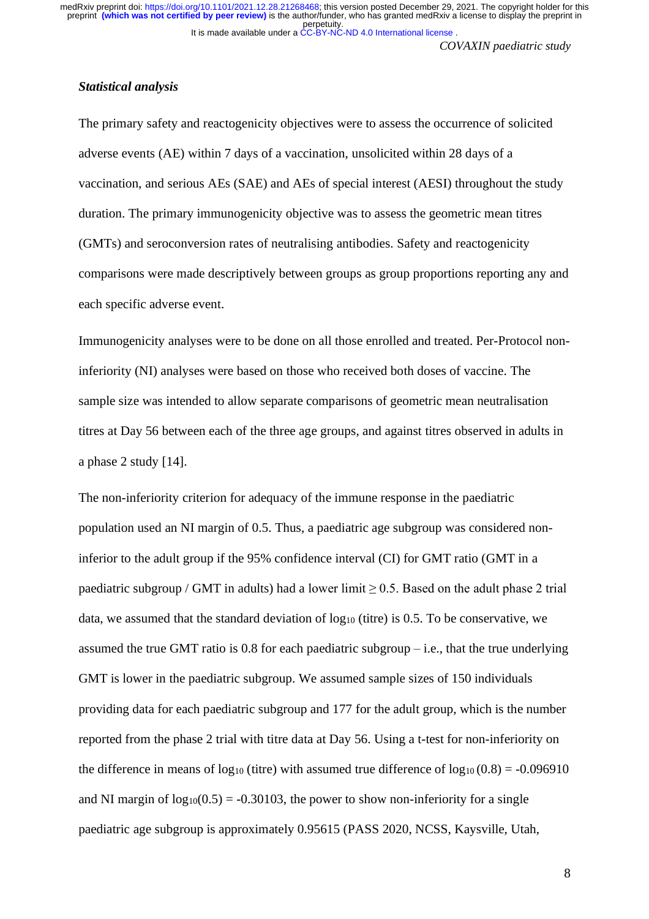### *Statistical analysis*

The primary safety and reactogenicity objectives were to assess the occurrence of solicited adverse events (AE) within 7 days of a vaccination, unsolicited within 28 days of a vaccination, and serious AEs (SAE) and AEs of special interest (AESI) throughout the study duration. The primary immunogenicity objective was to assess the geometric mean titres (GMTs) and seroconversion rates of neutralising antibodies. Safety and reactogenicity comparisons were made descriptively between groups as group proportions reporting any and each specific adverse event.

Immunogenicity analyses were to be done on all those enrolled and treated. Per-Protocol non-inferiority (NI) analyses were based on those who received both doses of vaccine. The sample size was intended to allow separate comparisons of geometric mean neutralisation titres at Day 56 between each of the three age groups, and against titres observed in adults in a phase 2 study [14].

The non-inferiority criterion for adequacy of the immune response in the paediatric population used an NI margin of 0.5. Thus, a paediatric age subgroup was considered non-inferior to the adult group if the 95% confidence interval (CI) for GMT ratio (GMT in a paediatric subgroup / GMT in adults) had a lower limit $\geq 0.5$. Based on the adult phase 2 trial data, we assumed that the standard deviation of $\log_{10}$ (titre) is 0.5. To be conservative, we assumed the true GMT ratio is 0.8 for each paediatric subgroup – i.e., that the true underlying GMT is lower in the paediatric subgroup. We assumed sample sizes of 150 individuals providing data for each paediatric subgroup and 177 for the adult group, which is the number reported from the phase 2 trial with titre data at Day 56. Using a t-test for non-inferiority on the difference in means of $\log_{10}$ (titre) with assumed true difference of $\log_{10}(0.8) = -0.096910$ and NI margin of $\log_{10}(0.5) = -0.30103$, the power to show non-inferiority for a single paediatric age subgroup is approximately 0.95615 (PASS 2020, NCSS, Kaysville, Utah,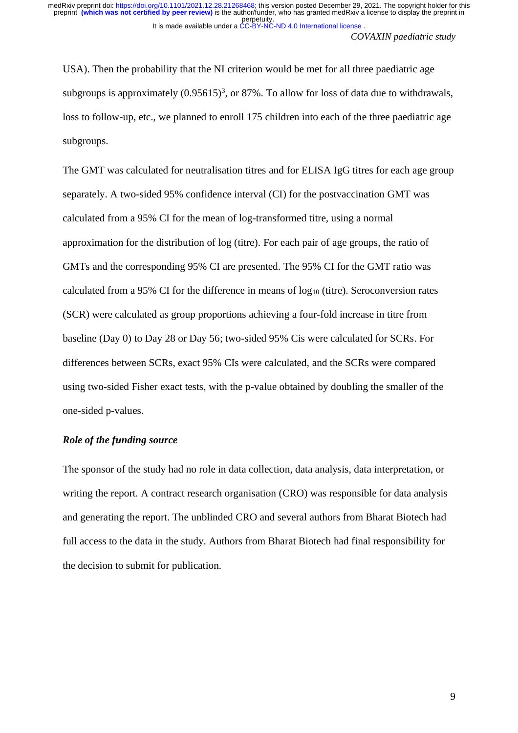USA). Then the probability that the NI criterion would be met for all three paediatric age subgroups is approximately $(0.95615)^3$, or 87%. To allow for loss of data due to withdrawals, loss to follow-up, etc., we planned to enroll 175 children into each of the three paediatric age subgroups.

The GMT was calculated for neutralisation titres and for ELISA IgG titres for each age group separately. A two-sided 95% confidence interval (CI) for the postvaccination GMT was calculated from a 95% CI for the mean of log-transformed titre, using a normal approximation for the distribution of log (titre). For each pair of age groups, the ratio of GMTs and the corresponding 95% CI are presented. The 95% CI for the GMT ratio was calculated from a 95% CI for the difference in means of $\log_{10}$ (titre). Seroconversion rates (SCR) were calculated as group proportions achieving a four-fold increase in titre from baseline (Day 0) to Day 28 or Day 56; two-sided 95% Cis were calculated for SCRs. For differences between SCRs, exact 95% CIs were calculated, and the SCRs were compared using two-sided Fisher exact tests, with the p-value obtained by doubling the smaller of the one-sided p-values.

### *Role of the funding source*

The sponsor of the study had no role in data collection, data analysis, data interpretation, or writing the report. A contract research organisation (CRO) was responsible for data analysis and generating the report. The unblinded CRO and several authors from Bharat Biotech had full access to the data in the study. Authors from Bharat Biotech had final responsibility for the decision to submit for publication.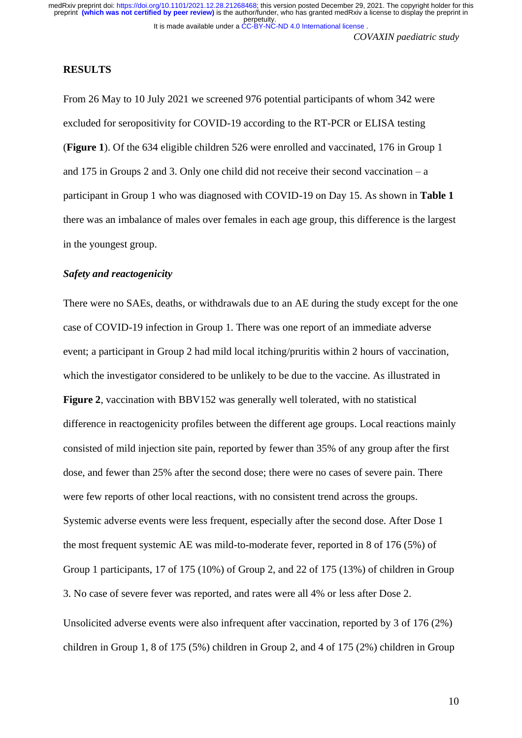## RESULTS

From 26 May to 10 July 2021 we screened 976 potential participants of whom 342 were excluded for seropositivity for COVID-19 according to the RT-PCR or ELISA testing (**Figure 1**). Of the 634 eligible children 526 were enrolled and vaccinated, 176 in Group 1 and 175 in Groups 2 and 3. Only one child did not receive their second vaccination – a participant in Group 1 who was diagnosed with COVID-19 on Day 15. As shown in **Table 1** there was an imbalance of males over females in each age group, this difference is the largest in the youngest group.

### *Safety and reactogenicity*

There were no SAEs, deaths, or withdrawals due to an AE during the study except for the one case of COVID-19 infection in Group 1. There was one report of an immediate adverse event; a participant in Group 2 had mild local itching/pruritis within 2 hours of vaccination, which the investigator considered to be unlikely to be due to the vaccine. As illustrated in **Figure 2**, vaccination with BBV152 was generally well tolerated, with no statistical difference in reactogenicity profiles between the different age groups. Local reactions mainly consisted of mild injection site pain, reported by fewer than 35% of any group after the first dose, and fewer than 25% after the second dose; there were no cases of severe pain. There were few reports of other local reactions, with no consistent trend across the groups. Systemic adverse events were less frequent, especially after the second dose. After Dose 1 the most frequent systemic AE was mild-to-moderate fever, reported in 8 of 176 (5%) of Group 1 participants, 17 of 175 (10%) of Group 2, and 22 of 175 (13%) of children in Group 3. No case of severe fever was reported, and rates were all 4% or less after Dose 2.

Unsolicited adverse events were also infrequent after vaccination, reported by 3 of 176 (2%) children in Group 1, 8 of 175 (5%) children in Group 2, and 4 of 175 (2%) children in Group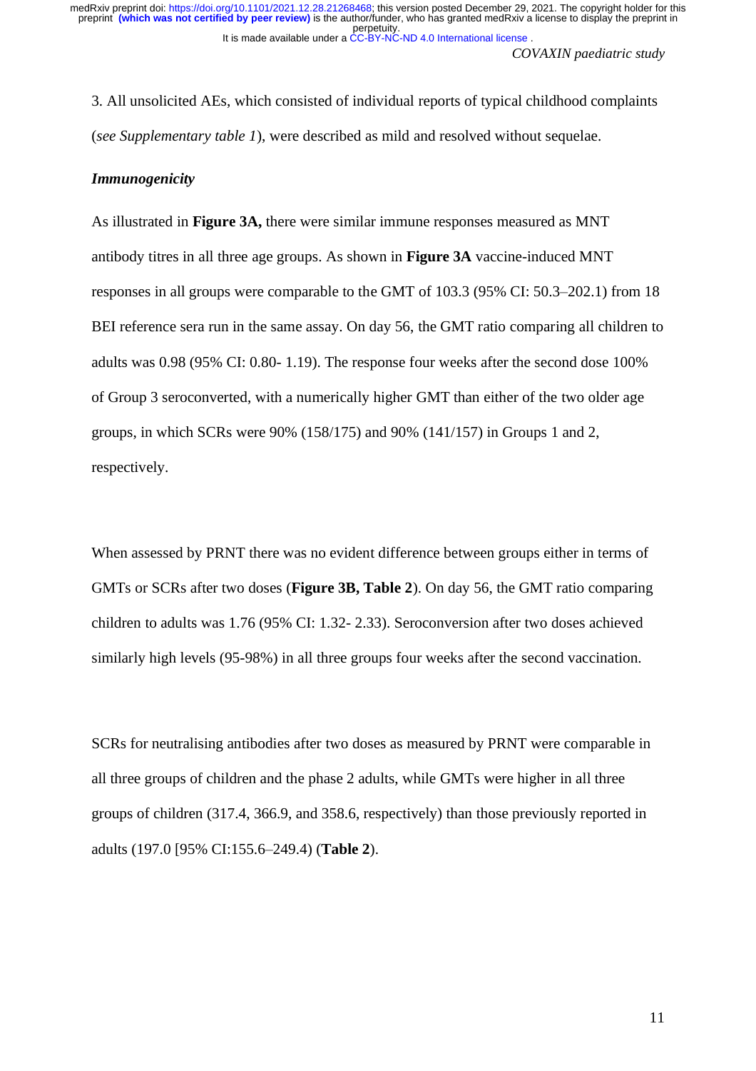3. All unsolicited AEs, which consisted of individual reports of typical childhood complaints (*see Supplementary table 1*), were described as mild and resolved without sequelae.

***Immunogenicity***

As illustrated in **Figure 3A,** there were similar immune responses measured as MNT antibody titres in all three age groups. As shown in **Figure 3A** vaccine-induced MNT responses in all groups were comparable to the GMT of 103.3 (95% CI: 50.3–202.1) from 18 BEI reference sera run in the same assay. On day 56, the GMT ratio comparing all children to adults was 0.98 (95% CI: 0.80- 1.19). The response four weeks after the second dose 100% of Group 3 seroconverted, with a numerically higher GMT than either of the two older age groups, in which SCRs were 90% (158/175) and 90% (141/157) in Groups 1 and 2, respectively.

When assessed by PRNT there was no evident difference between groups either in terms of GMTs or SCRs after two doses (**Figure 3B, Table 2**). On day 56, the GMT ratio comparing children to adults was 1.76 (95% CI: 1.32- 2.33). Seroconversion after two doses achieved similarly high levels (95-98%) in all three groups four weeks after the second vaccination.

SCRs for neutralising antibodies after two doses as measured by PRNT were comparable in all three groups of children and the phase 2 adults, while GMTs were higher in all three groups of children (317.4, 366.9, and 358.6, respectively) than those previously reported in adults (197.0 [95% CI:155.6–249.4) (**Table 2**).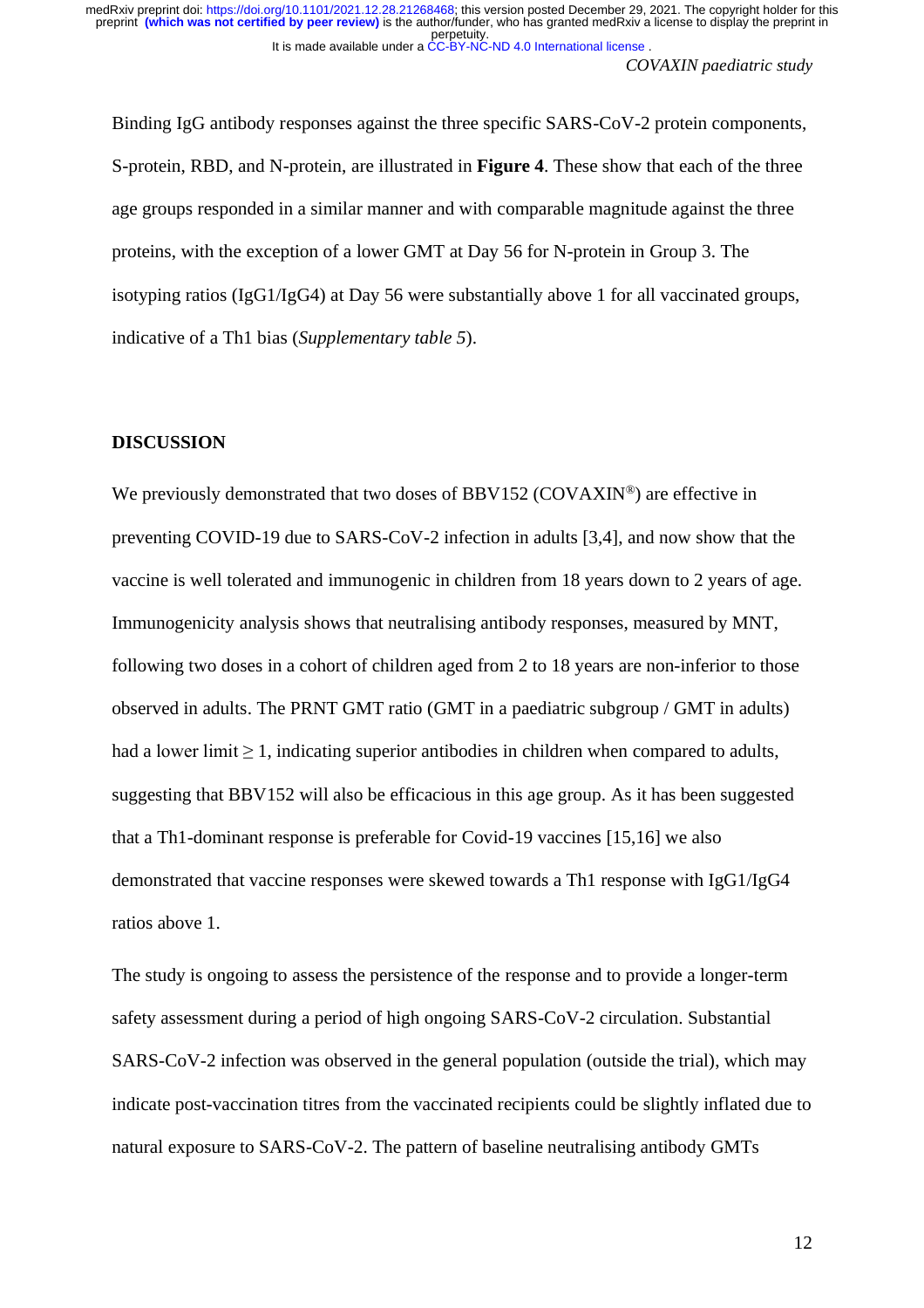Binding IgG antibody responses against the three specific SARS-CoV-2 protein components, S-protein, RBD, and N-protein, are illustrated in **Figure 4**. These show that each of the three age groups responded in a similar manner and with comparable magnitude against the three proteins, with the exception of a lower GMT at Day 56 for N-protein in Group 3. The isotyping ratios (IgG1/IgG4) at Day 56 were substantially above 1 for all vaccinated groups, indicative of a Th1 bias (*Supplementary table 5*).

## DISCUSSION

We previously demonstrated that two doses of BBV152 (COVAXIN®) are effective in preventing COVID-19 due to SARS-CoV-2 infection in adults [3,4], and now show that the vaccine is well tolerated and immunogenic in children from 18 years down to 2 years of age. Immunogenicity analysis shows that neutralising antibody responses, measured by MNT, following two doses in a cohort of children aged from 2 to 18 years are non-inferior to those observed in adults. The PRNT GMT ratio (GMT in a paediatric subgroup / GMT in adults) had a lower limit $\geq 1$, indicating superior antibodies in children when compared to adults, suggesting that BBV152 will also be efficacious in this age group. As it has been suggested that a Th1-dominant response is preferable for Covid-19 vaccines [15,16] we also demonstrated that vaccine responses were skewed towards a Th1 response with IgG1/IgG4 ratios above 1.

The study is ongoing to assess the persistence of the response and to provide a longer-term safety assessment during a period of high ongoing SARS-CoV-2 circulation. Substantial SARS-CoV-2 infection was observed in the general population (outside the trial), which may indicate post-vaccination titres from the vaccinated recipients could be slightly inflated due to natural exposure to SARS-CoV-2. The pattern of baseline neutralising antibody GMTs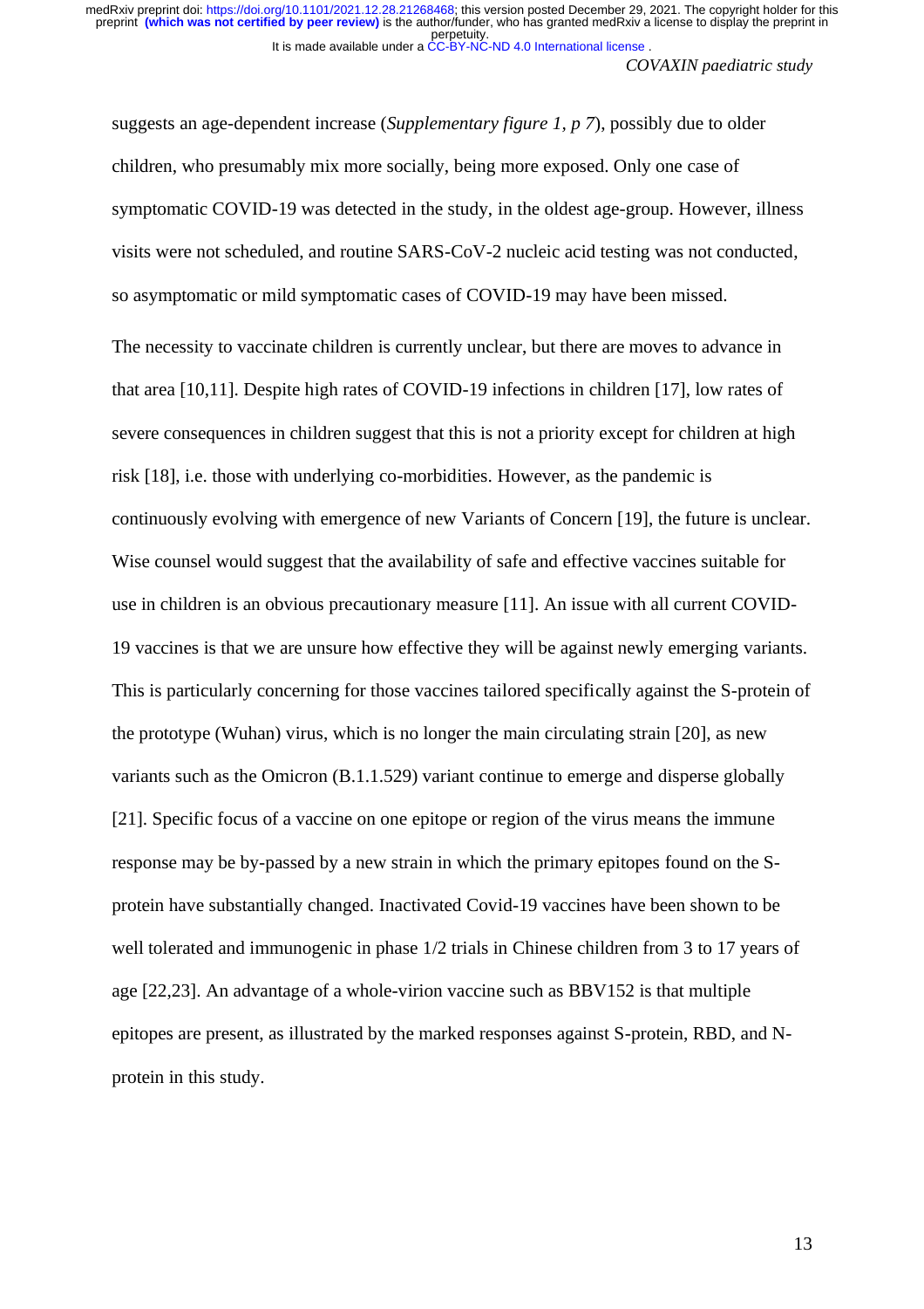suggests an age-dependent increase (*Supplementary figure 1, p 7*), possibly due to older children, who presumably mix more socially, being more exposed. Only one case of symptomatic COVID-19 was detected in the study, in the oldest age-group. However, illness visits were not scheduled, and routine SARS-CoV-2 nucleic acid testing was not conducted, so asymptomatic or mild symptomatic cases of COVID-19 may have been missed.

The necessity to vaccinate children is currently unclear, but there are moves to advance in that area [10,11]. Despite high rates of COVID-19 infections in children [17], low rates of severe consequences in children suggest that this is not a priority except for children at high risk [18], i.e. those with underlying co-morbidities. However, as the pandemic is continuously evolving with emergence of new Variants of Concern [19], the future is unclear. Wise counsel would suggest that the availability of safe and effective vaccines suitable for use in children is an obvious precautionary measure [11]. An issue with all current COVID-19 vaccines is that we are unsure how effective they will be against newly emerging variants. This is particularly concerning for those vaccines tailored specifically against the S-protein of the prototype (Wuhan) virus, which is no longer the main circulating strain [20], as new variants such as the Omicron (B.1.1.529) variant continue to emerge and disperse globally [21]. Specific focus of a vaccine on one epitope or region of the virus means the immune response may be by-passed by a new strain in which the primary epitopes found on the S-protein have substantially changed. Inactivated Covid-19 vaccines have been shown to be well tolerated and immunogenic in phase 1/2 trials in Chinese children from 3 to 17 years of age [22,23]. An advantage of a whole-virion vaccine such as BBV152 is that multiple epitopes are present, as illustrated by the marked responses against S-protein, RBD, and N-protein in this study.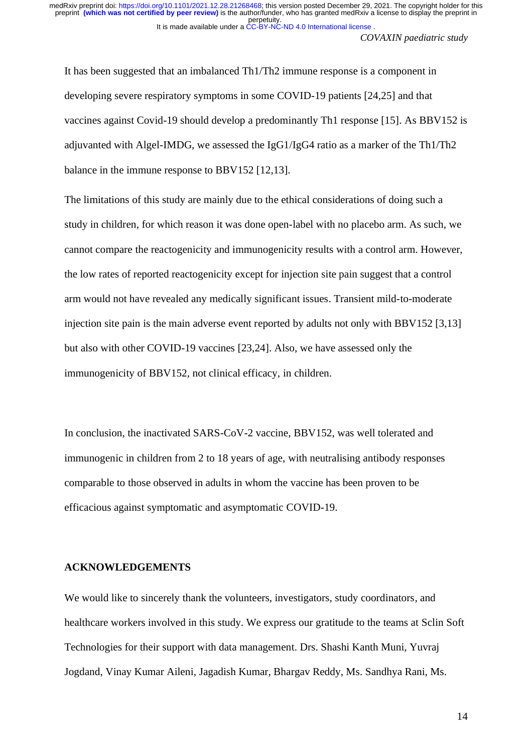It has been suggested that an imbalanced Th1/Th2 immune response is a component in developing severe respiratory symptoms in some COVID-19 patients [24,25] and that vaccines against Covid-19 should develop a predominantly Th1 response [15]. As BBV152 is adjuvanted with Algel-IMDG, we assessed the IgG1/IgG4 ratio as a marker of the Th1/Th2 balance in the immune response to BBV152 [12,13].

The limitations of this study are mainly due to the ethical considerations of doing such a study in children, for which reason it was done open-label with no placebo arm. As such, we cannot compare the reactogenicity and immunogenicity results with a control arm. However, the low rates of reported reactogenicity except for injection site pain suggest that a control arm would not have revealed any medically significant issues. Transient mild-to-moderate injection site pain is the main adverse event reported by adults not only with BBV152 [3,13] but also with other COVID-19 vaccines [23,24]. Also, we have assessed only the immunogenicity of BBV152, not clinical efficacy, in children.

In conclusion, the inactivated SARS-CoV-2 vaccine, BBV152, was well tolerated and immunogenic in children from 2 to 18 years of age, with neutralising antibody responses comparable to those observed in adults in whom the vaccine has been proven to be efficacious against symptomatic and asymptomatic COVID-19.

## ACKNOWLEDGEMENTS

We would like to sincerely thank the volunteers, investigators, study coordinators, and healthcare workers involved in this study. We express our gratitude to the teams at Sclin Soft Technologies for their support with data management. Drs. Shashi Kanth Muni, Yuvraj Jogdand, Vinay Kumar Aileni, Jagadish Kumar, Bhargav Reddy, Ms. Sandhya Rani, Ms.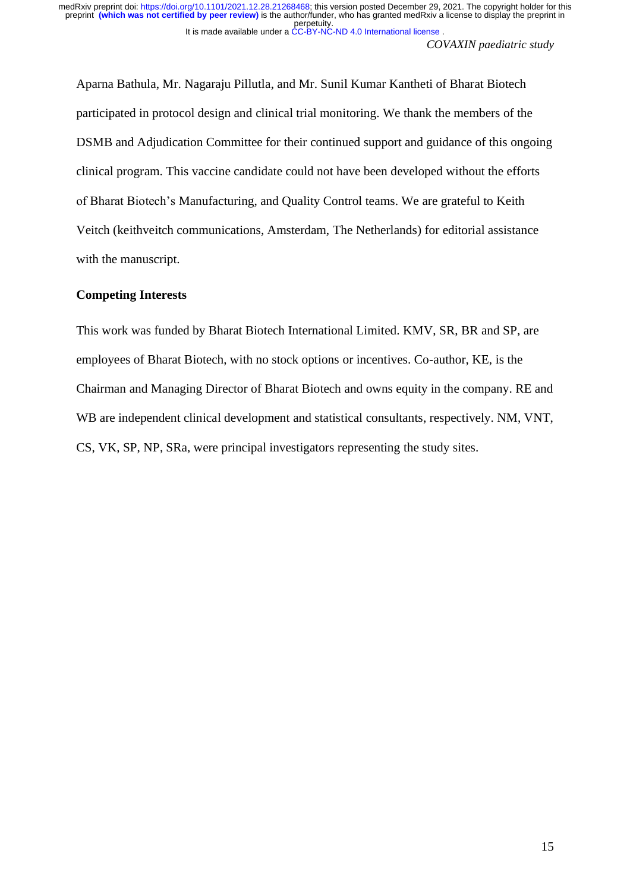Aparna Bathula, Mr. Nagaraju Pillutla, and Mr. Sunil Kumar Kantheti of Bharat Biotech participated in protocol design and clinical trial monitoring. We thank the members of the DSMB and Adjudication Committee for their continued support and guidance of this ongoing clinical program. This vaccine candidate could not have been developed without the efforts of Bharat Biotech's Manufacturing, and Quality Control teams. We are grateful to Keith Veitch (keithveitch communications, Amsterdam, The Netherlands) for editorial assistance with the manuscript.

**Competing Interests**

This work was funded by Bharat Biotech International Limited. KMV, SR, BR and SP, are employees of Bharat Biotech, with no stock options or incentives. Co-author, KE, is the Chairman and Managing Director of Bharat Biotech and owns equity in the company. RE and WB are independent clinical development and statistical consultants, respectively. NM, VNT, CS, VK, SP, NP, SRa, were principal investigators representing the study sites.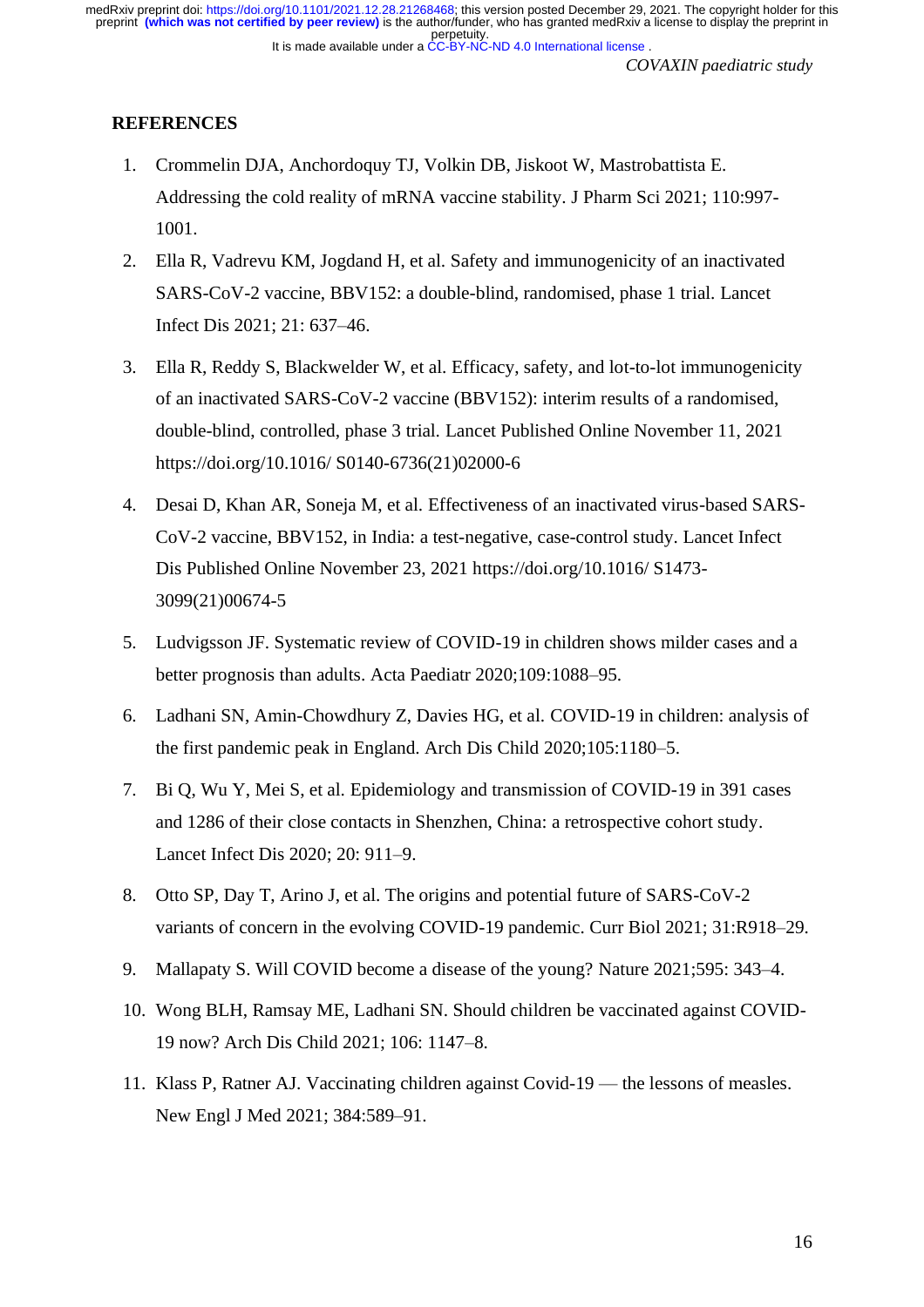## REFERENCES

1. Crommelin DJA, Anchordoquy TJ, Volkin DB, Jiskoot W, Mastrobattista E. Addressing the cold reality of mRNA vaccine stability. J Pharm Sci 2021; 110:997-1001.
2. Ella R, Vadrevu KM, Jogdand H, et al. Safety and immunogenicity of an inactivated SARS-CoV-2 vaccine, BBV152: a double-blind, randomised, phase 1 trial. Lancet Infect Dis 2021; 21: 637–46.
3. Ella R, Reddy S, Blackwelder W, et al. Efficacy, safety, and lot-to-lot immunogenicity of an inactivated SARS-CoV-2 vaccine (BBV152): interim results of a randomised, double-blind, controlled, phase 3 trial. Lancet Published Online November 11, 2021 https://doi.org/10.1016/ S0140-6736(21)02000-6
4. Desai D, Khan AR, Soneja M, et al. Effectiveness of an inactivated virus-based SARS-CoV-2 vaccine, BBV152, in India: a test-negative, case-control study. Lancet Infect Dis Published Online November 23, 2021 https://doi.org/10.1016/ S1473-3099(21)00674-5
5. Ludvigsson JF. Systematic review of COVID-19 in children shows milder cases and a better prognosis than adults. Acta Paediatr 2020;109:1088–95.
6. Ladhani SN, Amin-Chowdhury Z, Davies HG, et al. COVID-19 in children: analysis of the first pandemic peak in England. Arch Dis Child 2020;105:1180–5.
7. Bi Q, Wu Y, Mei S, et al. Epidemiology and transmission of COVID-19 in 391 cases and 1286 of their close contacts in Shenzhen, China: a retrospective cohort study. Lancet Infect Dis 2020; 20: 911–9.
8. Otto SP, Day T, Arino J, et al. The origins and potential future of SARS-CoV-2 variants of concern in the evolving COVID-19 pandemic. Curr Biol 2021; 31:R918–29.
9. Mallapaty S. Will COVID become a disease of the young? Nature 2021;595: 343–4.
10. Wong BLH, Ramsay ME, Ladhani SN. Should children be vaccinated against COVID-19 now? Arch Dis Child 2021; 106: 1147–8.
11. Klass P, Ratner AJ. Vaccinating children against Covid-19 — the lessons of measles. New Engl J Med 2021; 384:589–91.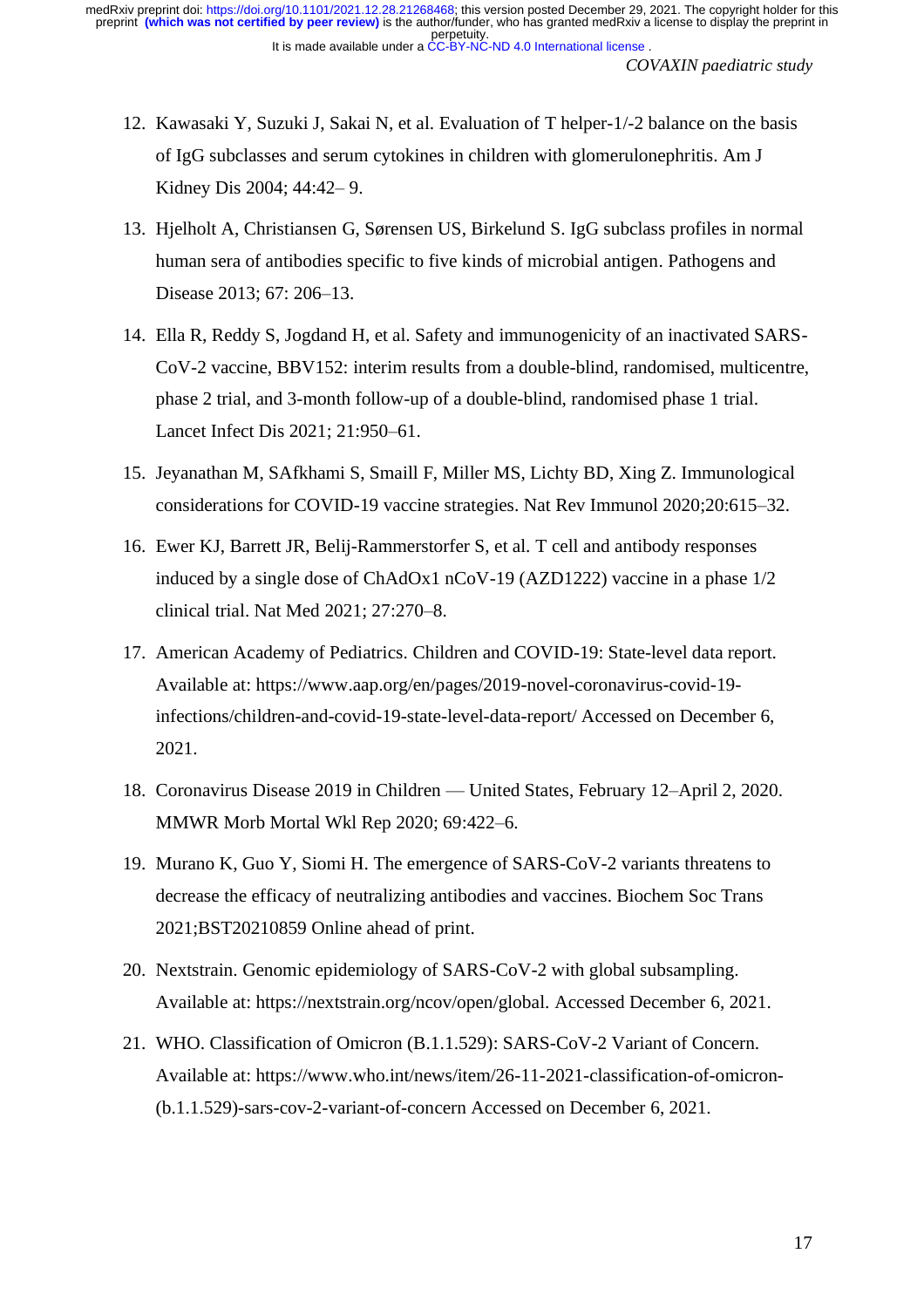12. Kawasaki Y, Suzuki J, Sakai N, et al. Evaluation of T helper-1/-2 balance on the basis of IgG subclasses and serum cytokines in children with glomerulonephritis. Am J Kidney Dis 2004; 44:42– 9.

13. Hjelholt A, Christiansen G, Sørensen US, Birkelund S. IgG subclass profiles in normal human sera of antibodies specific to five kinds of microbial antigen. Pathogens and Disease 2013; 67: 206–13.

14. Ella R, Reddy S, Jogdand H, et al. Safety and immunogenicity of an inactivated SARS-CoV-2 vaccine, BBV152: interim results from a double-blind, randomised, multicentre, phase 2 trial, and 3-month follow-up of a double-blind, randomised phase 1 trial. Lancet Infect Dis 2021; 21:950–61.

15. Jeyanathan M, SAfkhami S, Smaill F, Miller MS, Lichty BD, Xing Z. Immunological considerations for COVID-19 vaccine strategies. Nat Rev Immunol 2020;20:615–32.

16. Ewer KJ, Barrett JR, Belij-Rammerstorfer S, et al. T cell and antibody responses induced by a single dose of ChAdOx1 nCoV-19 (AZD1222) vaccine in a phase 1/2 clinical trial. Nat Med 2021; 27:270–8.

17. American Academy of Pediatrics. Children and COVID-19: State-level data report. Available at: https://www.aap.org/en/pages/2019-novel-coronavirus-covid-19-infections/children-and-covid-19-state-level-data-report/ Accessed on December 6, 2021.

18. Coronavirus Disease 2019 in Children — United States, February 12–April 2, 2020. MMWR Morb Mortal Wkl Rep 2020; 69:422–6.

19. Murano K, Guo Y, Siomi H. The emergence of SARS-CoV-2 variants threatens to decrease the efficacy of neutralizing antibodies and vaccines. Biochem Soc Trans 2021;BST20210859 Online ahead of print.

20. Nextstrain. Genomic epidemiology of SARS-CoV-2 with global subsampling. Available at: https://nextstrain.org/ncov/open/global. Accessed December 6, 2021.

21. WHO. Classification of Omicron (B.1.1.529): SARS-CoV-2 Variant of Concern. Available at: https://www.who.int/news/item/26-11-2021-classification-of-omicron-(b.1.1.529)-sars-cov-2-variant-of-concern Accessed on December 6, 2021.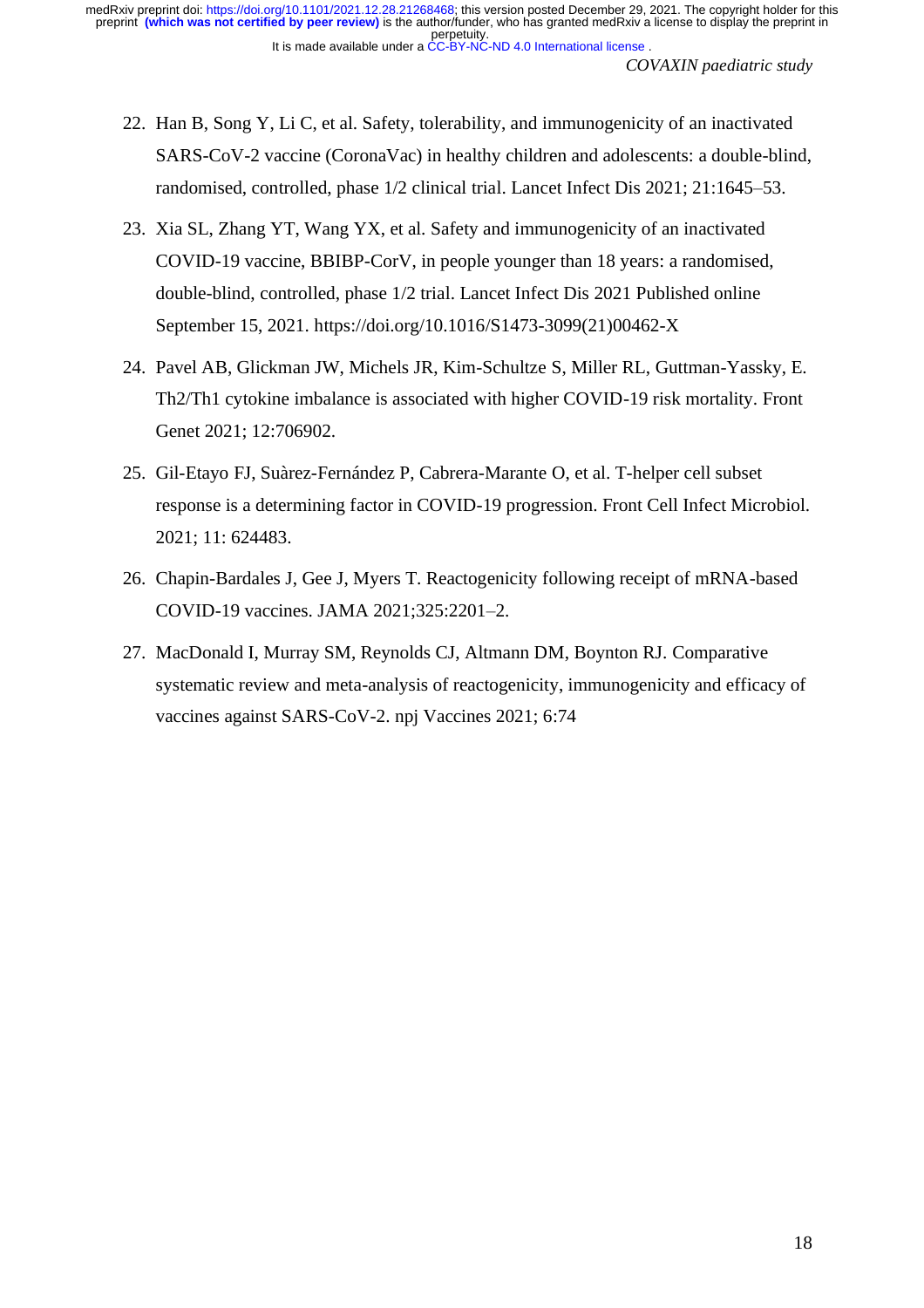22. Han B, Song Y, Li C, et al. Safety, tolerability, and immunogenicity of an inactivated SARS-CoV-2 vaccine (CoronaVac) in healthy children and adolescents: a double-blind, randomised, controlled, phase 1/2 clinical trial. Lancet Infect Dis 2021; 21:1645–53.
23. Xia SL, Zhang YT, Wang YX, et al. Safety and immunogenicity of an inactivated COVID-19 vaccine, BBIBP-CorV, in people younger than 18 years: a randomised, double-blind, controlled, phase 1/2 trial. Lancet Infect Dis 2021 Published online September 15, 2021. https://doi.org/10.1016/S1473-3099(21)00462-X
24. Pavel AB, Glickman JW, Michels JR, Kim-Schultze S, Miller RL, Guttman-Yassky, E. Th2/Th1 cytokine imbalance is associated with higher COVID-19 risk mortality. Front Genet 2021; 12:706902.
25. Gil-Etayo FJ, Suàrez-Fernández P, Cabrera-Marante O, et al. T-helper cell subset response is a determining factor in COVID-19 progression. Front Cell Infect Microbiol. 2021; 11: 624483.
26. Chapin-Bardales J, Gee J, Myers T. Reactogenicity following receipt of mRNA-based COVID-19 vaccines. JAMA 2021;325:2201–2.
27. MacDonald I, Murray SM, Reynolds CJ, Altmann DM, Boynton RJ. Comparative systematic review and meta-analysis of reactogenicity, immunogenicity and efficacy of vaccines against SARS-CoV-2. npj Vaccines 2021; 6:74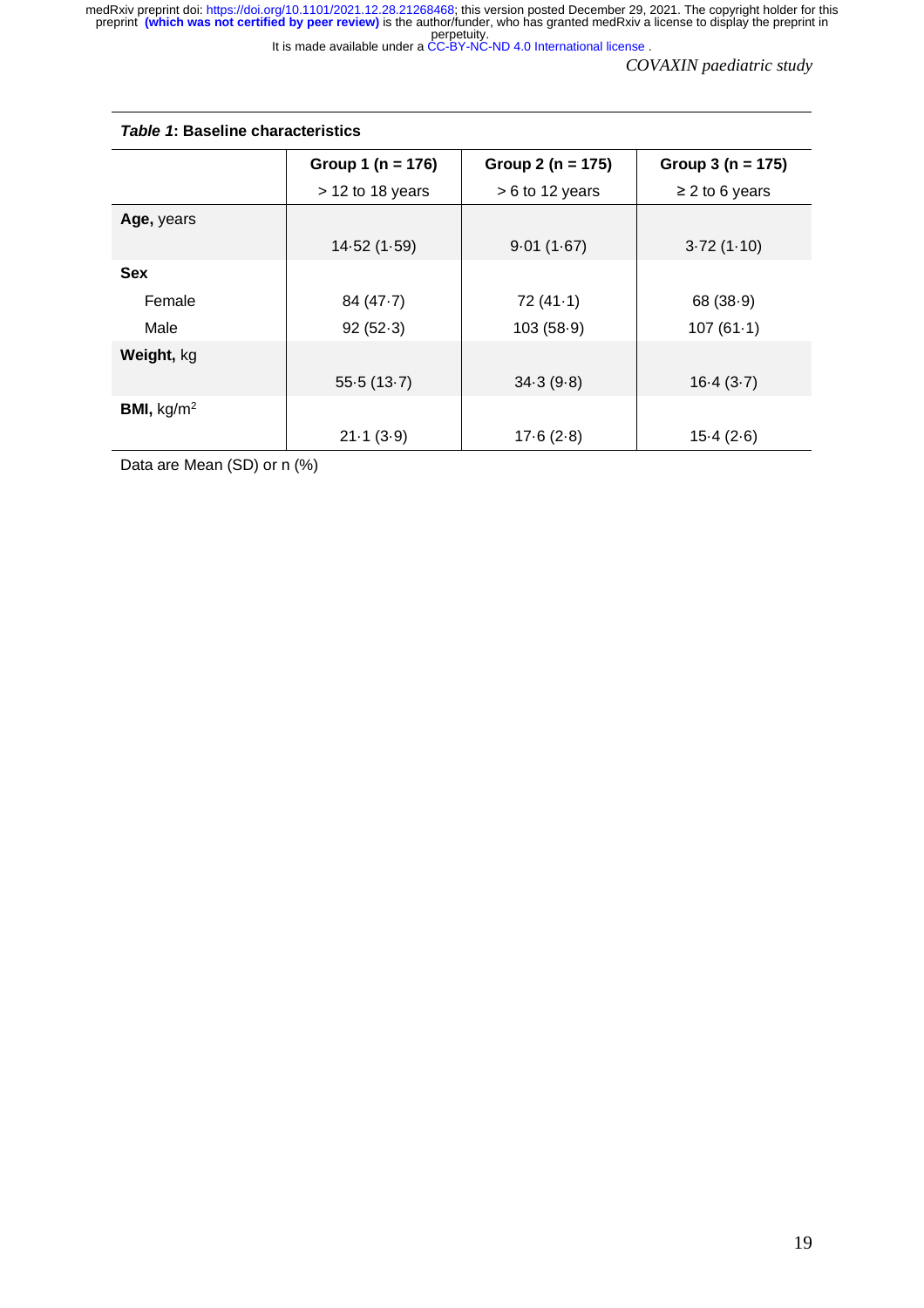***Table 1*: Baseline characteristics**

| | **Group 1 (n = 176)** > 12 to 18 years | **Group 2 (n = 175)** > 6 to 12 years | **Group 3 (n = 175)** ≥ 2 to 6 years |
|---|---|---|---|
| **Age,** years | 14·52 (1·59) | 9·01 (1·67) | 3·72 (1·10) |
| **Sex** | | | |
| Female | 84 (47·7) | 72 (41·1) | 68 (38·9) |
| Male | 92 (52·3) | 103 (58·9) | 107 (61·1) |
| **Weight,** kg | 55·5 (13·7) | 34·3 (9·8) | 16·4 (3·7) |
| **BMI,** $kg/m^2$ | 21·1 (3·9) | 17·6 (2·8) | 15·4 (2·6) |

Data are Mean (SD) or n (%)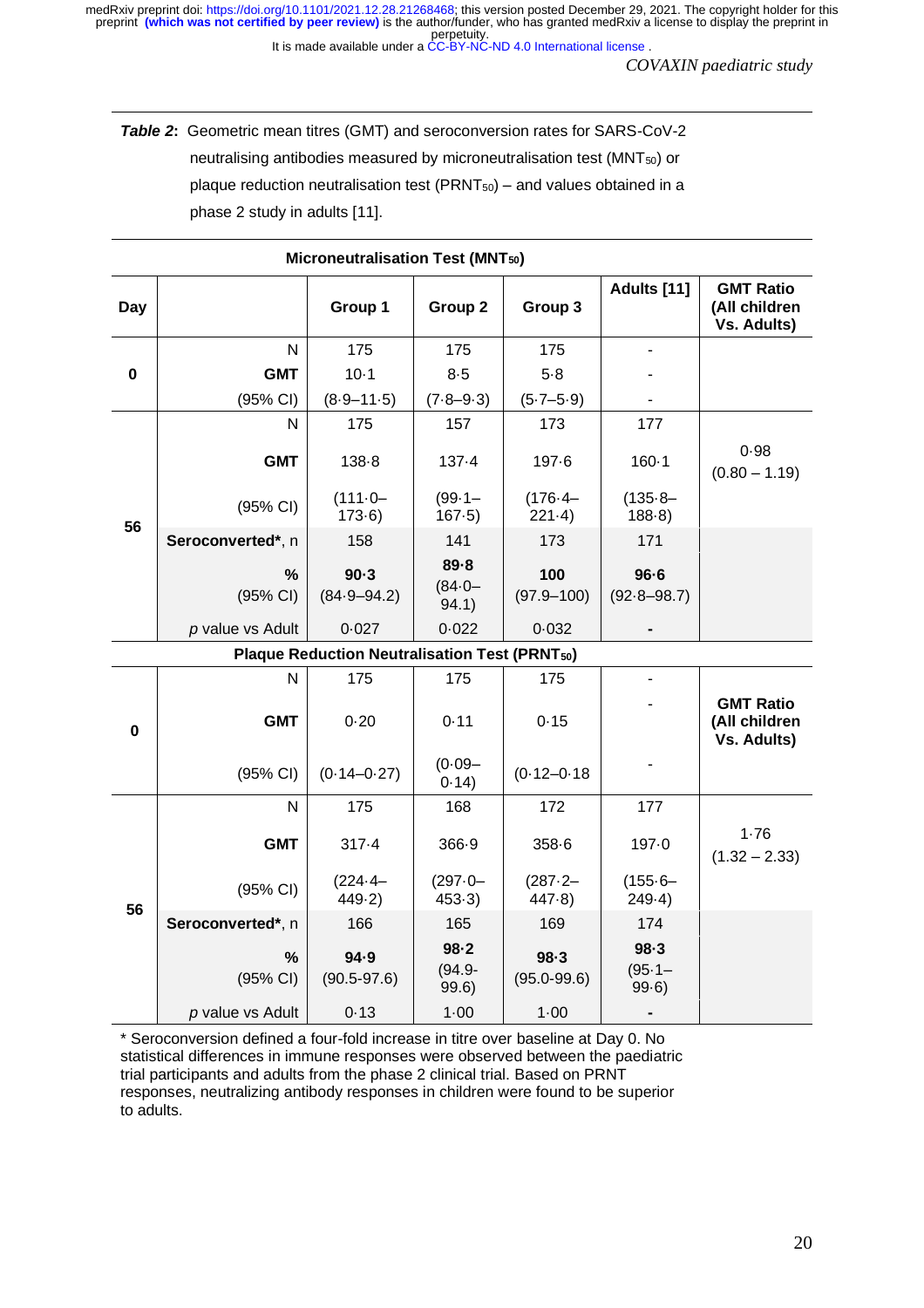***Table 2*:** Geometric mean titres (GMT) and seroconversion rates for SARS-CoV-2 neutralising antibodies measured by microneutralisation test ($MNT_{50}$) or plaque reduction neutralisation test ($PRNT_{50}$) – and values obtained in a phase 2 study in adults [11].

| Day | | Group 1 | Group 2 | Group 3 | Adults [11] | GMT Ratio (All children Vs. Adults) |
|---|---|---|---|---|---|---|
| **Microneutralisation Test ($MNT_{50}$)** | | | | | | |
| **0** | N | 175 | 175 | 175 | - | |
| | **GMT** | 10·1 | 8·5 | 5·8 | - | |
| | (95% CI) | (8·9–11·5) | (7·8–9·3) | (5·7–5·9) | - | |
| **56** | N | 175 | 157 | 173 | 177 | |
| | **GMT** | 138·8 | 137·4 | 197·6 | 160·1 | 0·98 (0.80 – 1.19) |
| | (95% CI) | (111·0–173·6) | (99·1–167·5) | (176·4–221·4) | (135·8–188·8) | |
| | **Seroconverted***, n | 158 | 141 | 173 | 171 | |
| | **%** (95% CI) | **90·3** (84·9–94.2) | **89·8** (84·0–94.1) | **100** (97.9–100) | **96·6** (92·8–98.7) | |
| | *p* value vs Adult | 0·027 | 0·022 | 0·032 | - | |
| **Plaque Reduction Neutralisation Test ($PRNT_{50}$)** | | | | | | |
| **0** | N | 175 | 175 | 175 | - | **GMT Ratio (All children Vs. Adults)** |
| | **GMT** | 0·20 | 0·11 | 0·15 | - | |
| | (95% CI) | (0·14–0·27) | (0·09–0·14) | (0·12–0·18 | - | |
| **56** | N | 175 | 168 | 172 | 177 | |
| | **GMT** | 317·4 | 366·9 | 358·6 | 197·0 | 1·76 (1.32 – 2.33) |
| | (95% CI) | (224·4–449·2) | (297·0–453·3) | (287·2–447·8) | (155·6–249·4) | |
| | **Seroconverted***, n | 166 | 165 | 169 | 174 | |
| | **%** (95% CI) | **94·9** (90.5-97.6) | **98·2** (94.9-99.6) | **98·3** (95.0-99.6) | **98·3** (95·1–99·6) | |
| | *p* value vs Adult | 0·13 | 1·00 | 1·00 | - | |

* Seroconversion defined a four-fold increase in titre over baseline at Day 0. No statistical differences in immune responses were observed between the paediatric trial participants and adults from the phase 2 clinical trial. Based on PRNT responses, neutralizing antibody responses in children were found to be superior to adults.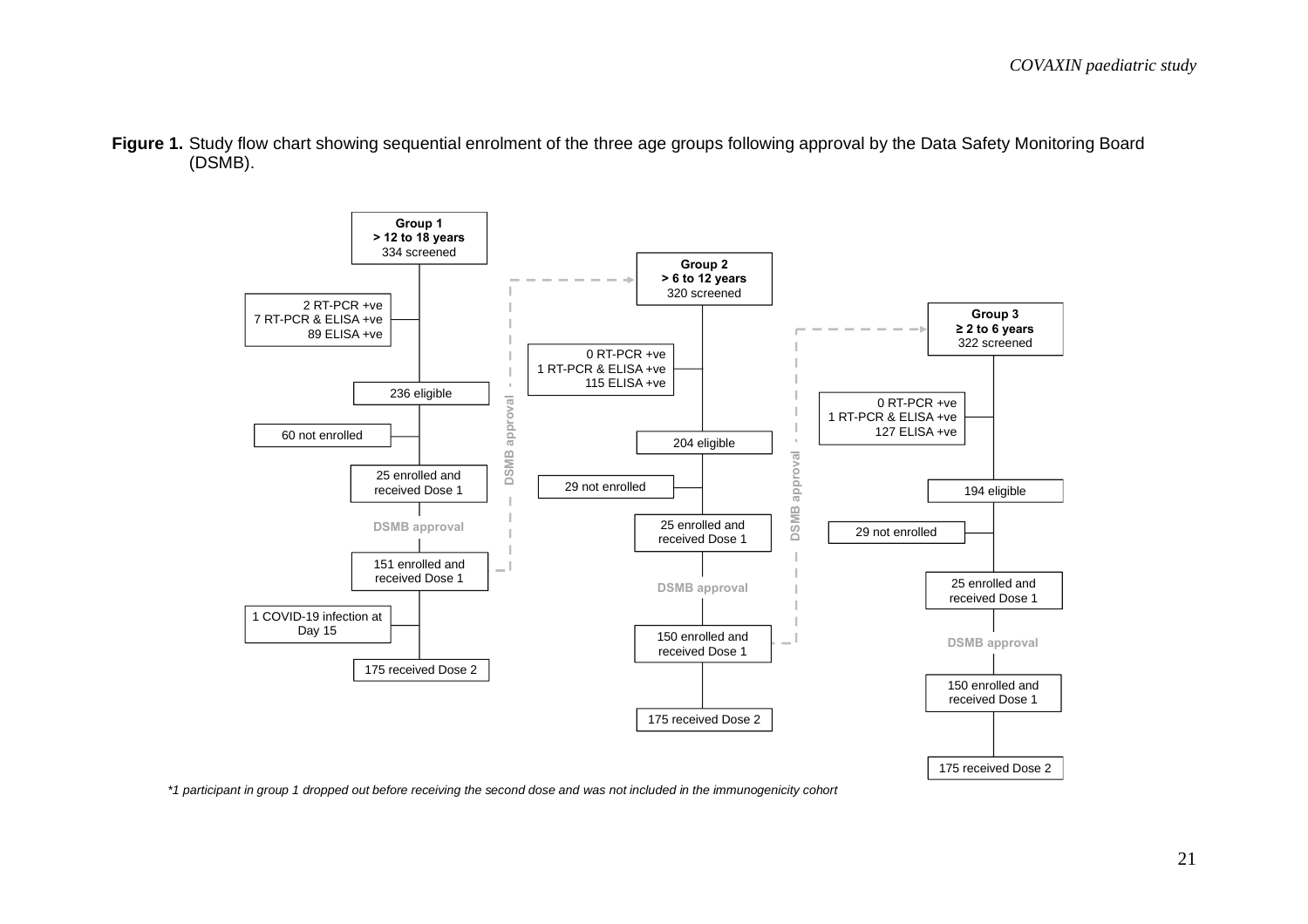**Figure 1.** Study flow chart showing sequential enrolment of the three age groups following approval by the Data Safety Monitoring Board (DSMB).

**Group 1**
**> 12 to 18 years**
334 screened

- 2 RT-PCR +ve
- 7 RT-PCR & ELISA +ve
- 89 ELISA +ve

236 eligible

60 not enrolled

25 enrolled and received Dose 1

DSMB approval

151 enrolled and received Dose 1

1 COVID-19 infection at Day 15

175 received Dose 2

**Group 2**
**> 6 to 12 years**
320 screened

- 0 RT-PCR +ve
- 1 RT-PCR & ELISA +ve
- 115 ELISA +ve

204 eligible

29 not enrolled

25 enrolled and received Dose 1

DSMB approval

150 enrolled and received Dose 1

175 received Dose 2

**Group 3**
**≥ 2 to 6 years**
322 screened

- 0 RT-PCR +ve
- 1 RT-PCR & ELISA +ve
- 127 ELISA +ve

194 eligible

29 not enrolled

25 enrolled and received Dose 1

DSMB approval

150 enrolled and received Dose 1

175 received Dose 2

*\*1 participant in group 1 dropped out before receiving the second dose and was not included in the immunogenicity cohort*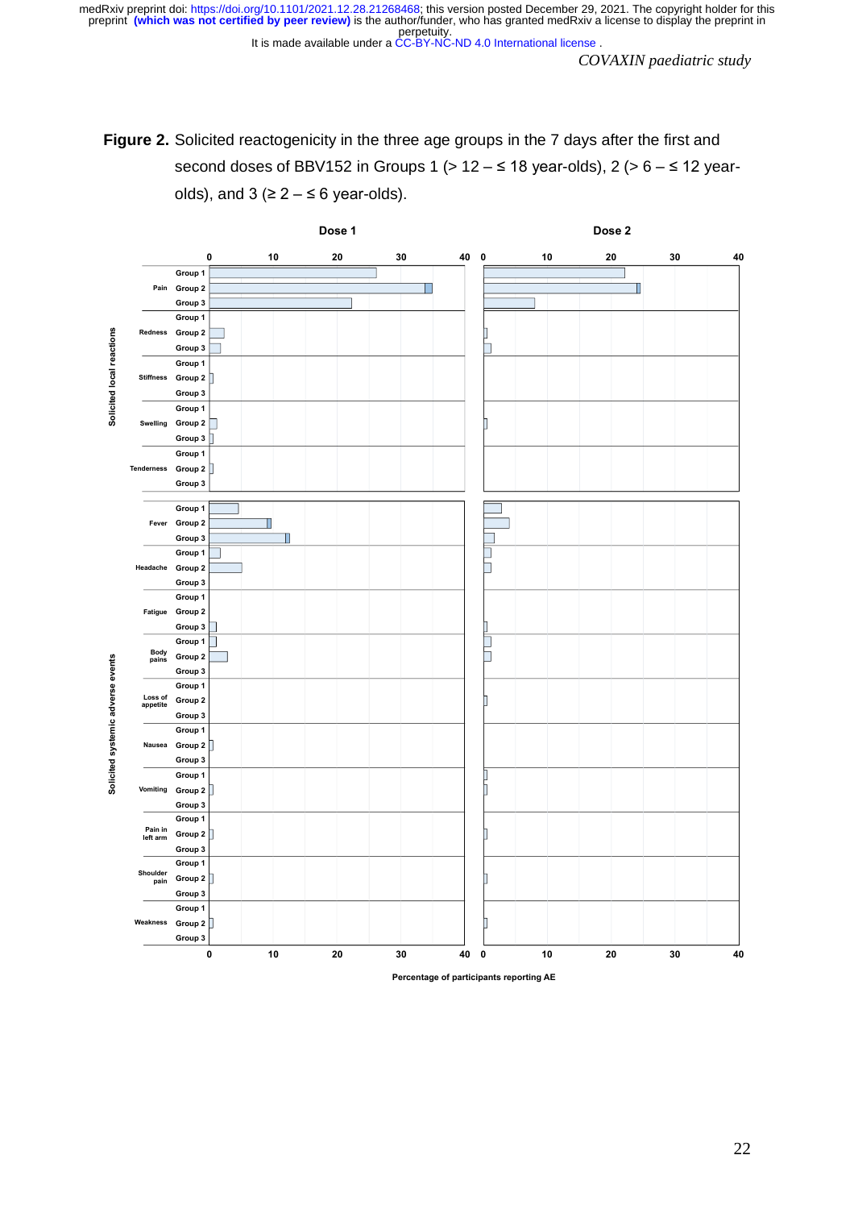**Figure 2.** Solicited reactogenicity in the three age groups in the 7 days after the first and second doses of BBV152 in Groups 1 (> 12 – ≤ 18 year-olds), 2 (> 6 – ≤ 12 year-olds), and 3 (≥ 2 – ≤ 6 year-olds).

Dose 1 | Dose 2

Solicited local reactions: Pain, Redness, Stiffness, Swelling, Tenderness (Group 1, Group 2, Group 3)

Solicited systemic adverse events: Fever, Headache, Fatigue, Body pains, Loss of appetite, Nausea, Vomiting, Pain in left arm, Shoulder pain, Weakness (Group 1, Group 2, Group 3)

Percentage of participants reporting AE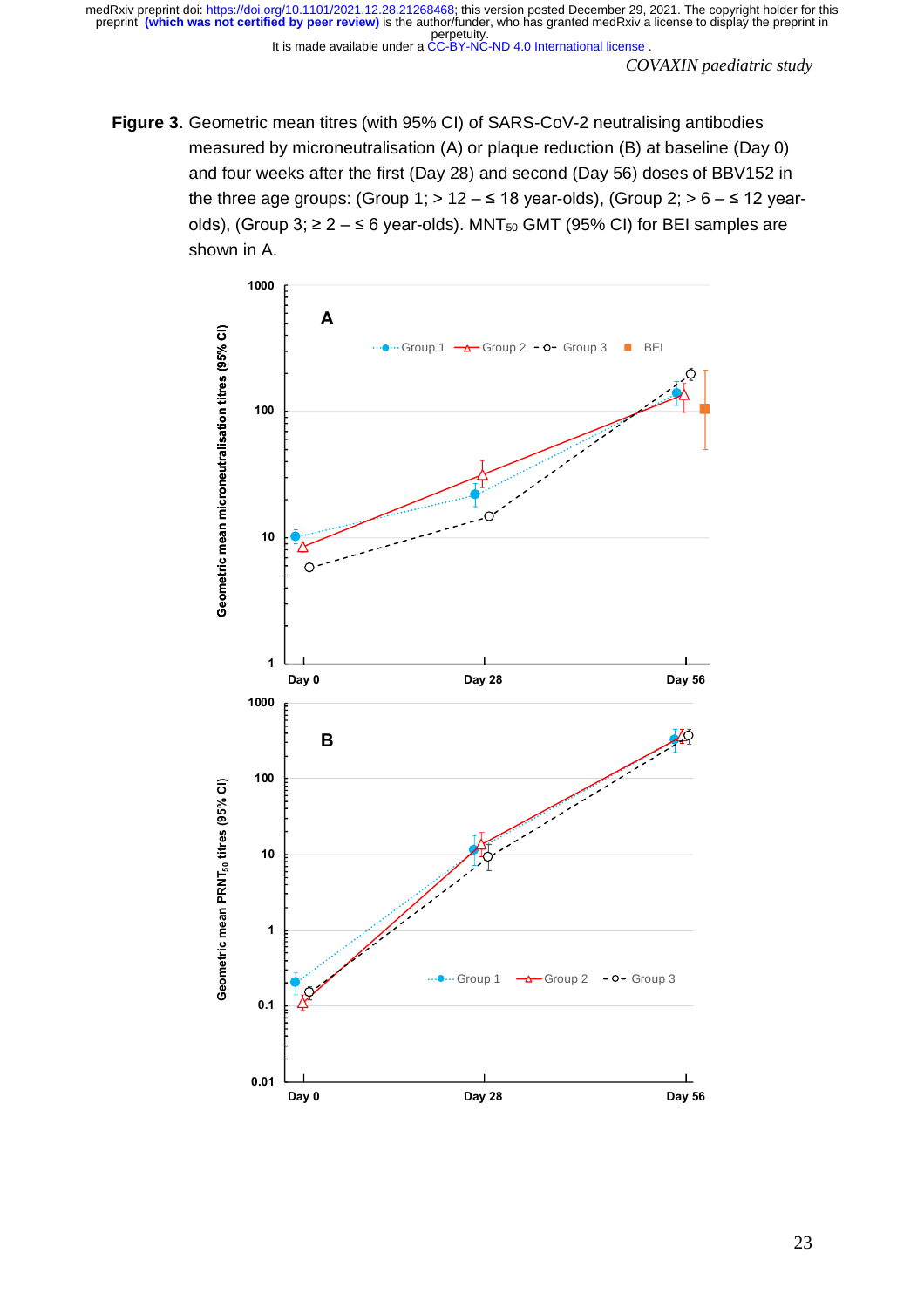**Figure 3.** Geometric mean titres (with 95% CI) of SARS-CoV-2 neutralising antibodies measured by microneutralisation (A) or plaque reduction (B) at baseline (Day 0) and four weeks after the first (Day 28) and second (Day 56) doses of BBV152 in the three age groups: (Group 1; > 12 – ≤ 18 year-olds), (Group 2; > 6 – ≤ 12 year-olds), (Group 3; ≥ 2 – ≤ 6 year-olds). $MNT_{50}$ GMT (95% CI) for BEI samples are shown in A.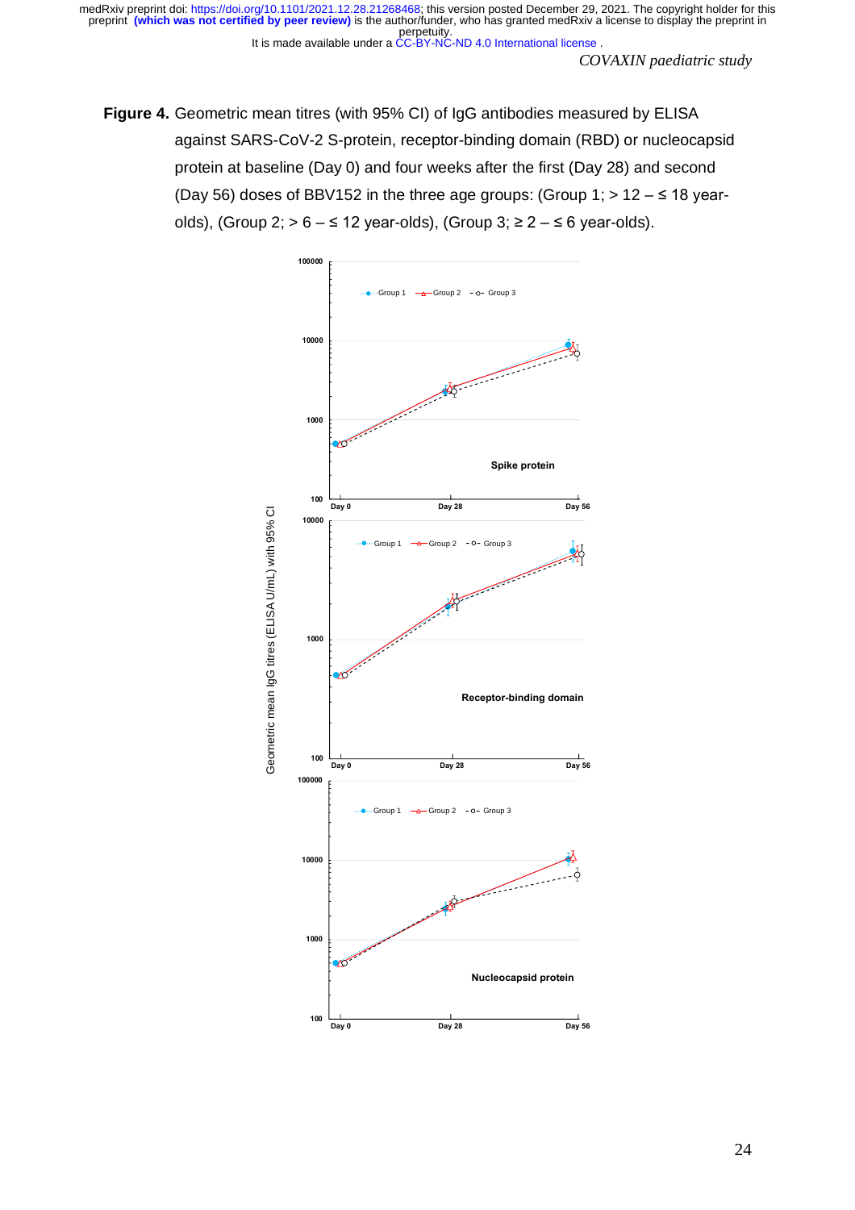**Figure 4.** Geometric mean titres (with 95% CI) of IgG antibodies measured by ELISA against SARS-CoV-2 S-protein, receptor-binding domain (RBD) or nucleocapsid protein at baseline (Day 0) and four weeks after the first (Day 28) and second (Day 56) doses of BBV152 in the three age groups: (Group 1; > 12 – ≤ 18 year-olds), (Group 2; > 6 – ≤ 12 year-olds), (Group 3; ≥ 2 – ≤ 6 year-olds).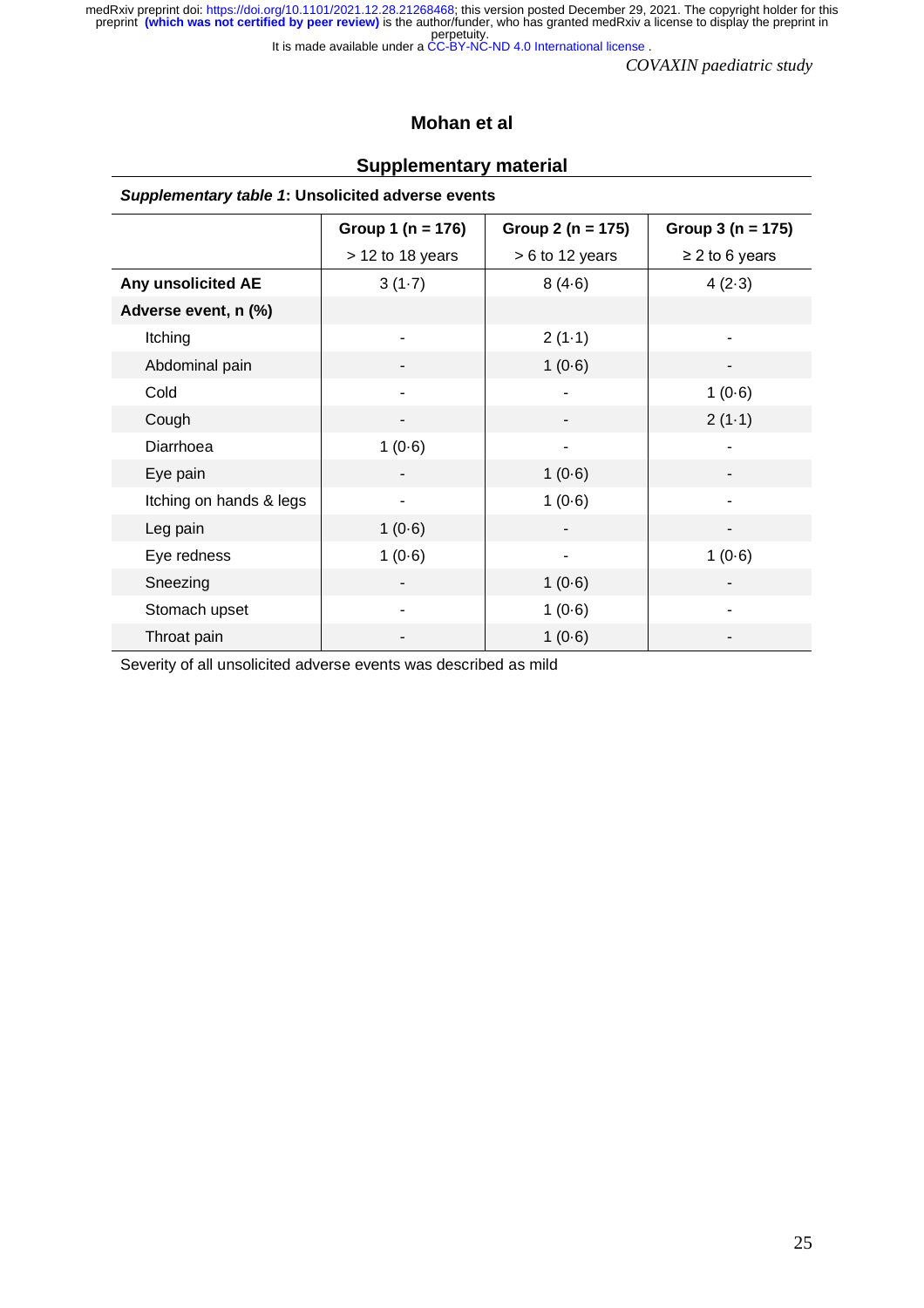## Mohan et al

## Supplementary material

***Supplementary table 1*: Unsolicited adverse events**

| | Group 1 (n = 176) | Group 2 (n = 175) | Group 3 (n = 175) |
|---|---|---|---|
| | > 12 to 18 years | > 6 to 12 years | ≥ 2 to 6 years |
| **Any unsolicited AE** | 3 (1·7) | 8 (4·6) | 4 (2·3) |
| **Adverse event, n (%)** | | | |
| Itching | - | 2 (1·1) | - |
| Abdominal pain | - | 1 (0·6) | - |
| Cold | - | - | 1 (0·6) |
| Cough | - | - | 2 (1·1) |
| Diarrhoea | 1 (0·6) | - | - |
| Eye pain | - | 1 (0·6) | - |
| Itching on hands & legs | - | 1 (0·6) | - |
| Leg pain | 1 (0·6) | - | - |
| Eye redness | 1 (0·6) | - | 1 (0·6) |
| Sneezing | - | 1 (0·6) | - |
| Stomach upset | - | 1 (0·6) | - |
| Throat pain | - | 1 (0·6) | - |

Severity of all unsolicited adverse events was described as mild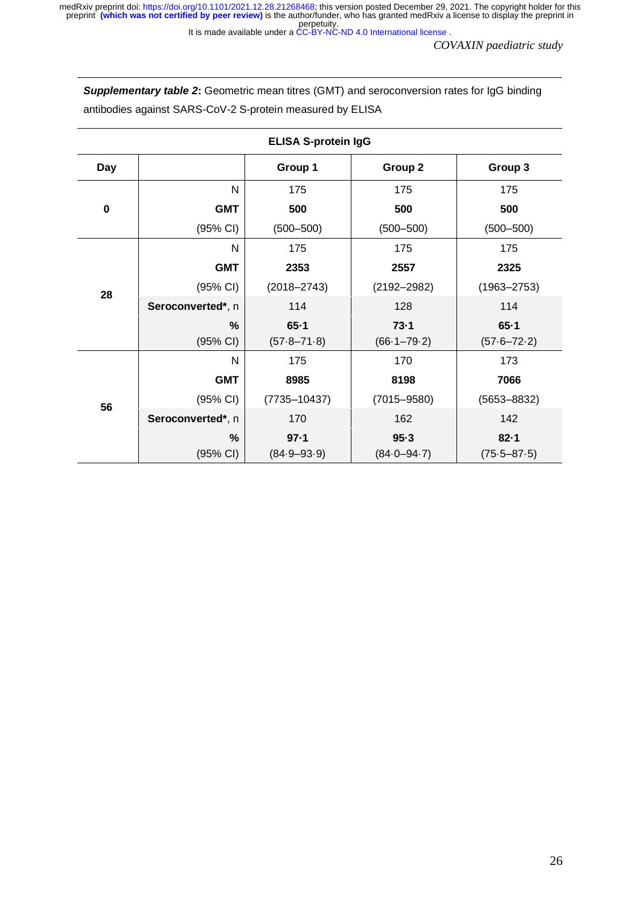***Supplementary table 2*:** Geometric mean titres (GMT) and seroconversion rates for IgG binding antibodies against SARS-CoV-2 S-protein measured by ELISA

| | | ELISA S-protein IgG | | |
|---|---|---|---|---|
| **Day** | | **Group 1** | **Group 2** | **Group 3** |
| **0** | N | 175 | 175 | 175 |
| | **GMT** | **500** | **500** | **500** |
| | (95% CI) | (500–500) | (500–500) | (500–500) |
| **28** | N | 175 | 175 | 175 |
| | **GMT** | **2353** | **2557** | **2325** |
| | (95% CI) | (2018–2743) | (2192–2982) | (1963–2753) |
| | **Seroconverted***, n | 114 | 128 | 114 |
| | **%** | **65·1** | **73·1** | **65·1** |
| | (95% CI) | (57·8–71·8) | (66·1–79·2) | (57·6–72·2) |
| **56** | N | 175 | 170 | 173 |
| | **GMT** | **8985** | **8198** | **7066** |
| | (95% CI) | (7735–10437) | (7015–9580) | (5653–8832) |
| | **Seroconverted***, n | 170 | 162 | 142 |
| | **%** | **97·1** | **95·3** | **82·1** |
| | (95% CI) | (84·9–93·9) | (84·0–94·7) | (75·5–87·5) |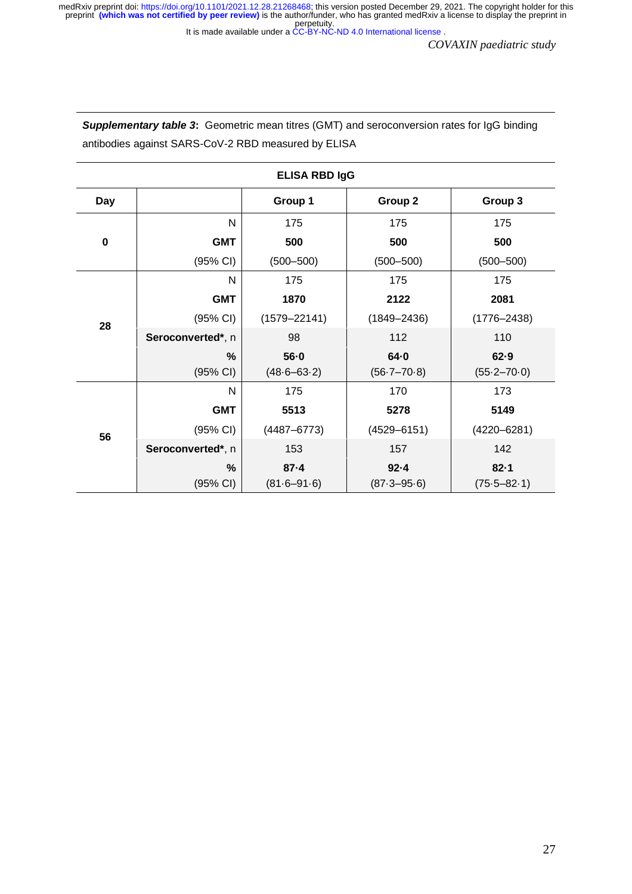***Supplementary table 3*:** Geometric mean titres (GMT) and seroconversion rates for IgG binding antibodies against SARS-CoV-2 RBD measured by ELISA

| ELISA RBD IgG | | | | |
|---|---|---|---|---|
| **Day** | | **Group 1** | **Group 2** | **Group 3** |
| **0** | N | 175 | 175 | 175 |
| | **GMT** | **500** | **500** | **500** |
| | (95% CI) | (500–500) | (500–500) | (500–500) |
| **28** | N | 175 | 175 | 175 |
| | **GMT** | **1870** | **2122** | **2081** |
| | (95% CI) | (1579–22141) | (1849–2436) | (1776–2438) |
| | **Seroconverted***, n | 98 | 112 | 110 |
| | **%** | **56·0** | **64·0** | **62·9** |
| | (95% CI) | (48·6–63·2) | (56·7–70·8) | (55·2–70·0) |
| **56** | N | 175 | 170 | 173 |
| | **GMT** | **5513** | **5278** | **5149** |
| | (95% CI) | (4487–6773) | (4529–6151) | (4220–6281) |
| | **Seroconverted***, n | 153 | 157 | 142 |
| | **%** | **87·4** | **92·4** | **82·1** |
| | (95% CI) | (81·6–91·6) | (87·3–95·6) | (75·5–82·1) |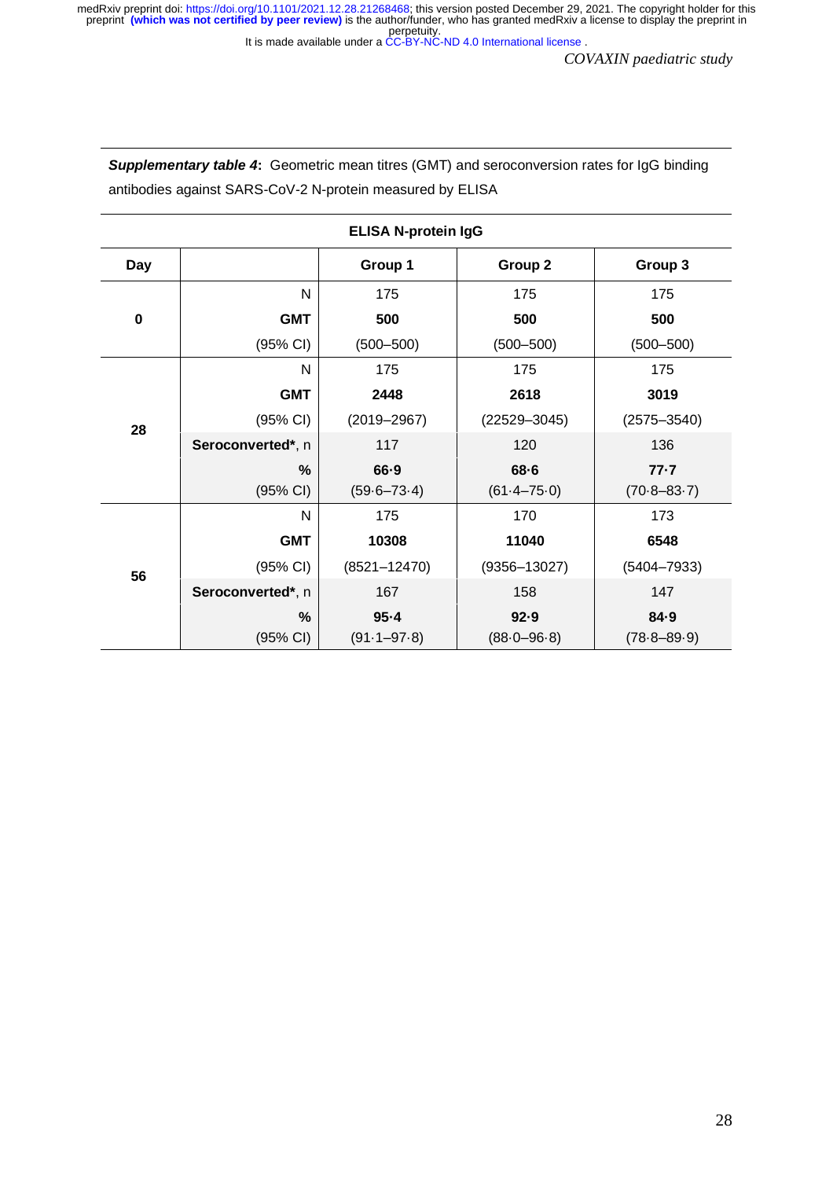**_Supplementary table 4_:** Geometric mean titres (GMT) and seroconversion rates for IgG binding antibodies against SARS-CoV-2 N-protein measured by ELISA

| ELISA N-protein IgG | | | | |
|---|---|---|---|---|
| **Day** | | **Group 1** | **Group 2** | **Group 3** |
| **0** | N | 175 | 175 | 175 |
| | **GMT** | **500** | **500** | **500** |
| | (95% CI) | (500–500) | (500–500) | (500–500) |
| **28** | N | 175 | 175 | 175 |
| | **GMT** | **2448** | **2618** | **3019** |
| | (95% CI) | (2019–2967) | (22529–3045) | (2575–3540) |
| | **Seroconverted***, n | 117 | 120 | 136 |
| | **%** | **66·9** | **68·6** | **77·7** |
| | (95% CI) | (59·6–73·4) | (61·4–75·0) | (70·8–83·7) |
| **56** | N | 175 | 170 | 173 |
| | **GMT** | **10308** | **11040** | **6548** |
| | (95% CI) | (8521–12470) | (9356–13027) | (5404–7933) |
| | **Seroconverted***, n | 167 | 158 | 147 |
| | **%** | **95·4** | **92·9** | **84·9** |
| | (95% CI) | (91·1–97·8) | (88·0–96·8) | (78·8–89·9) |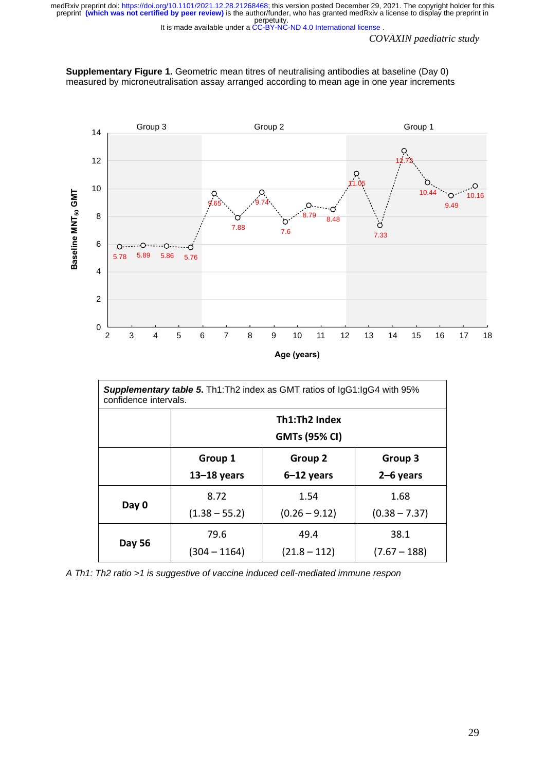**Supplementary Figure 1.** Geometric mean titres of neutralising antibodies at baseline (Day 0) measured by microneutralisation assay arranged according to mean age in one year increments

| *Supplementary table 5.* Th1:Th2 index as GMT ratios of IgG1:IgG4 with 95% confidence intervals. | | | |
|---|---|---|---|
| | **Th1:Th2 Index GMTs (95% CI)** | | |
| | **Group 1 13–18 years** | **Group 2 6–12 years** | **Group 3 2–6 years** |
| **Day 0** | 8.72 (1.38 – 55.2) | 1.54 (0.26 – 9.12) | 1.68 (0.38 – 7.37) |
| **Day 56** | 79.6 (304 – 1164) | 49.4 (21.8 – 112) | 38.1 (7.67 – 188) |

*A Th1: Th2 ratio >1 is suggestive of vaccine induced cell-mediated immune respon*